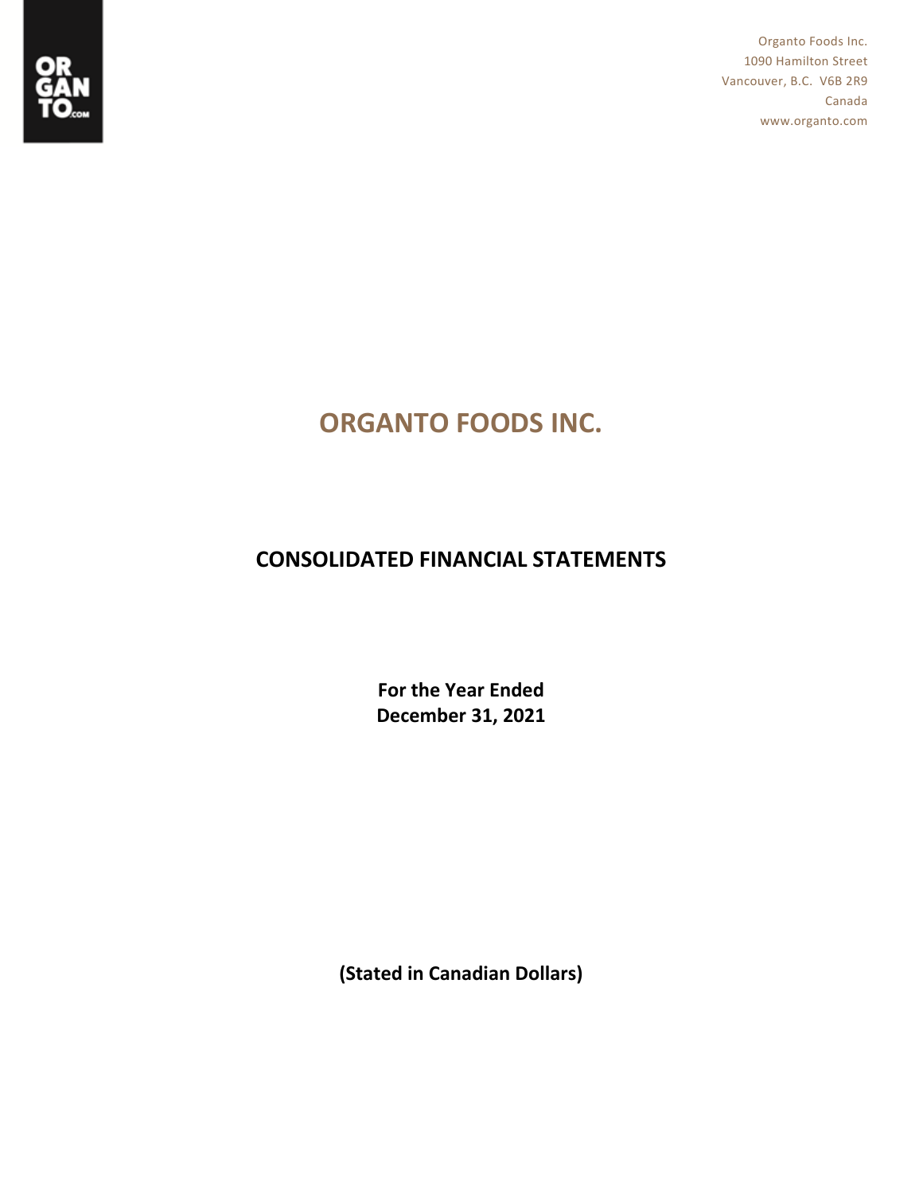Organto Foods Inc.
1090 Hamilton Street
Vancouver, B.C. V6B 2R9
Canada
www.organto.com

# ORGANTO FOODS INC.

## CONSOLIDATED FINANCIAL STATEMENTS

**For the Year Ended**
**December 31, 2021**

**(Stated in Canadian Dollars)**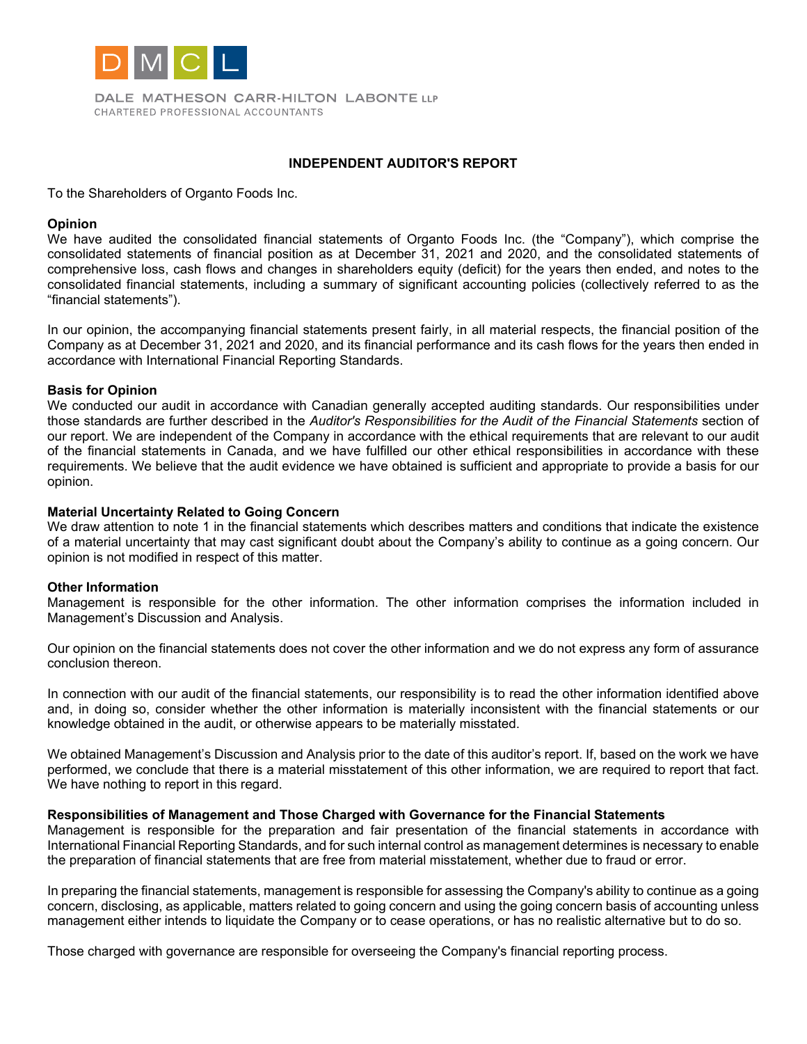DMCL

DALE MATHESON CARR-HILTON LABONTE LLP
CHARTERED PROFESSIONAL ACCOUNTANTS

# INDEPENDENT AUDITOR'S REPORT

To the Shareholders of Organto Foods Inc.

**Opinion**

We have audited the consolidated financial statements of Organto Foods Inc. (the "Company"), which comprise the consolidated statements of financial position as at December 31, 2021 and 2020, and the consolidated statements of comprehensive loss, cash flows and changes in shareholders equity (deficit) for the years then ended, and notes to the consolidated financial statements, including a summary of significant accounting policies (collectively referred to as the "financial statements").

In our opinion, the accompanying financial statements present fairly, in all material respects, the financial position of the Company as at December 31, 2021 and 2020, and its financial performance and its cash flows for the years then ended in accordance with International Financial Reporting Standards.

**Basis for Opinion**

We conducted our audit in accordance with Canadian generally accepted auditing standards. Our responsibilities under those standards are further described in the *Auditor's Responsibilities for the Audit of the Financial Statements* section of our report. We are independent of the Company in accordance with the ethical requirements that are relevant to our audit of the financial statements in Canada, and we have fulfilled our other ethical responsibilities in accordance with these requirements. We believe that the audit evidence we have obtained is sufficient and appropriate to provide a basis for our opinion.

**Material Uncertainty Related to Going Concern**

We draw attention to note 1 in the financial statements which describes matters and conditions that indicate the existence of a material uncertainty that may cast significant doubt about the Company's ability to continue as a going concern. Our opinion is not modified in respect of this matter.

**Other Information**

Management is responsible for the other information. The other information comprises the information included in Management's Discussion and Analysis.

Our opinion on the financial statements does not cover the other information and we do not express any form of assurance conclusion thereon.

In connection with our audit of the financial statements, our responsibility is to read the other information identified above and, in doing so, consider whether the other information is materially inconsistent with the financial statements or our knowledge obtained in the audit, or otherwise appears to be materially misstated.

We obtained Management's Discussion and Analysis prior to the date of this auditor's report. If, based on the work we have performed, we conclude that there is a material misstatement of this other information, we are required to report that fact. We have nothing to report in this regard.

**Responsibilities of Management and Those Charged with Governance for the Financial Statements**

Management is responsible for the preparation and fair presentation of the financial statements in accordance with International Financial Reporting Standards, and for such internal control as management determines is necessary to enable the preparation of financial statements that are free from material misstatement, whether due to fraud or error.

In preparing the financial statements, management is responsible for assessing the Company's ability to continue as a going concern, disclosing, as applicable, matters related to going concern and using the going concern basis of accounting unless management either intends to liquidate the Company or to cease operations, or has no realistic alternative but to do so.

Those charged with governance are responsible for overseeing the Company's financial reporting process.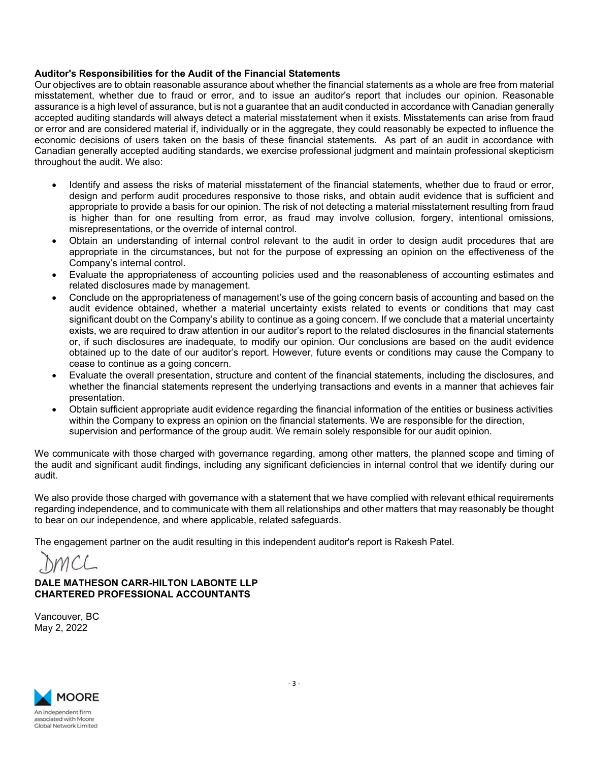**Auditor's Responsibilities for the Audit of the Financial Statements**

Our objectives are to obtain reasonable assurance about whether the financial statements as a whole are free from material misstatement, whether due to fraud or error, and to issue an auditor's report that includes our opinion. Reasonable assurance is a high level of assurance, but is not a guarantee that an audit conducted in accordance with Canadian generally accepted auditing standards will always detect a material misstatement when it exists. Misstatements can arise from fraud or error and are considered material if, individually or in the aggregate, they could reasonably be expected to influence the economic decisions of users taken on the basis of these financial statements. As part of an audit in accordance with Canadian generally accepted auditing standards, we exercise professional judgment and maintain professional skepticism throughout the audit. We also:

- Identify and assess the risks of material misstatement of the financial statements, whether due to fraud or error, design and perform audit procedures responsive to those risks, and obtain audit evidence that is sufficient and appropriate to provide a basis for our opinion. The risk of not detecting a material misstatement resulting from fraud is higher than for one resulting from error, as fraud may involve collusion, forgery, intentional omissions, misrepresentations, or the override of internal control.
- Obtain an understanding of internal control relevant to the audit in order to design audit procedures that are appropriate in the circumstances, but not for the purpose of expressing an opinion on the effectiveness of the Company's internal control.
- Evaluate the appropriateness of accounting policies used and the reasonableness of accounting estimates and related disclosures made by management.
- Conclude on the appropriateness of management's use of the going concern basis of accounting and based on the audit evidence obtained, whether a material uncertainty exists related to events or conditions that may cast significant doubt on the Company's ability to continue as a going concern. If we conclude that a material uncertainty exists, we are required to draw attention in our auditor's report to the related disclosures in the financial statements or, if such disclosures are inadequate, to modify our opinion. Our conclusions are based on the audit evidence obtained up to the date of our auditor's report. However, future events or conditions may cause the Company to cease to continue as a going concern.
- Evaluate the overall presentation, structure and content of the financial statements, including the disclosures, and whether the financial statements represent the underlying transactions and events in a manner that achieves fair presentation.
- Obtain sufficient appropriate audit evidence regarding the financial information of the entities or business activities within the Company to express an opinion on the financial statements. We are responsible for the direction, supervision and performance of the group audit. We remain solely responsible for our audit opinion.

We communicate with those charged with governance regarding, among other matters, the planned scope and timing of the audit and significant audit findings, including any significant deficiencies in internal control that we identify during our audit.

We also provide those charged with governance with a statement that we have complied with relevant ethical requirements regarding independence, and to communicate with them all relationships and other matters that may reasonably be thought to bear on our independence, and where applicable, related safeguards.

The engagement partner on the audit resulting in this independent auditor's report is Rakesh Patel.

DMCL

**DALE MATHESON CARR-HILTON LABONTE LLP**
**CHARTERED PROFESSIONAL ACCOUNTANTS**

Vancouver, BC
May 2, 2022

MOORE
An independent firm associated with Moore Global Network Limited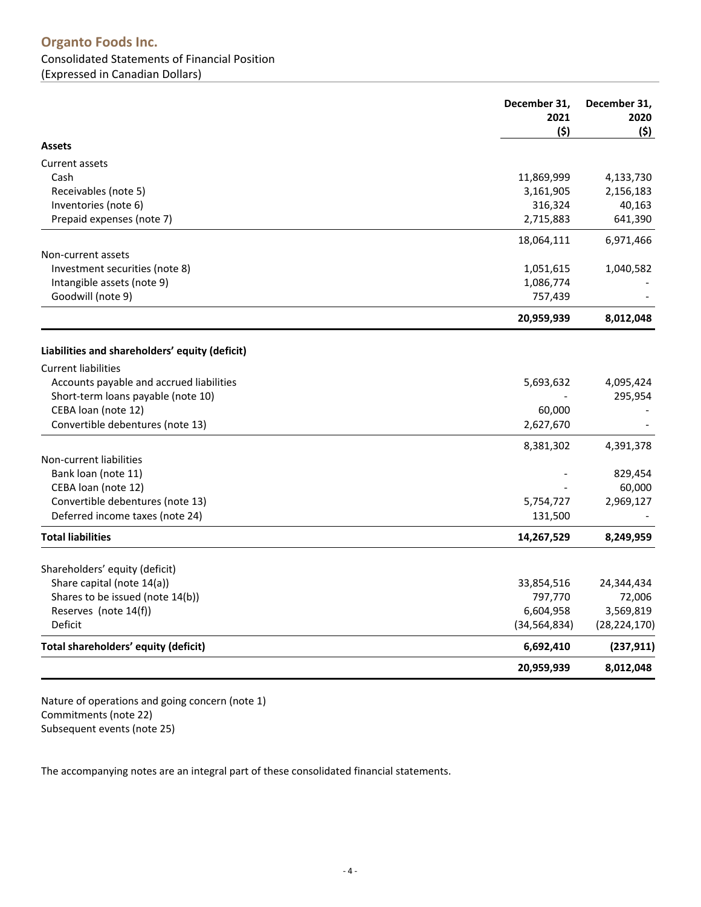# Organto Foods Inc.

Consolidated Statements of Financial Position
(Expressed in Canadian Dollars)

| | December 31, 2021 ($) | December 31, 2020 ($) |
|---|---|---|
| **Assets** | | |
| Current assets | | |
| Cash | 11,869,999 | 4,133,730 |
| Receivables (note 5) | 3,161,905 | 2,156,183 |
| Inventories (note 6) | 316,324 | 40,163 |
| Prepaid expenses (note 7) | 2,715,883 | 641,390 |
| | 18,064,111 | 6,971,466 |
| Non-current assets | | |
| Investment securities (note 8) | 1,051,615 | 1,040,582 |
| Intangible assets (note 9) | 1,086,774 | - |
| Goodwill (note 9) | 757,439 | - |
| | **20,959,939** | **8,012,048** |
| **Liabilities and shareholders' equity (deficit)** | | |
| Current liabilities | | |
| Accounts payable and accrued liabilities | 5,693,632 | 4,095,424 |
| Short-term loans payable (note 10) | - | 295,954 |
| CEBA loan (note 12) | 60,000 | - |
| Convertible debentures (note 13) | 2,627,670 | - |
| | 8,381,302 | 4,391,378 |
| Non-current liabilities | | |
| Bank loan (note 11) | - | 829,454 |
| CEBA loan (note 12) | - | 60,000 |
| Convertible debentures (note 13) | 5,754,727 | 2,969,127 |
| Deferred income taxes (note 24) | 131,500 | - |
| **Total liabilities** | **14,267,529** | **8,249,959** |
| Shareholders' equity (deficit) | | |
| Share capital (note 14(a)) | 33,854,516 | 24,344,434 |
| Shares to be issued (note 14(b)) | 797,770 | 72,006 |
| Reserves (note 14(f)) | 6,604,958 | 3,569,819 |
| Deficit | (34,564,834) | (28,224,170) |
| **Total shareholders' equity (deficit)** | **6,692,410** | **(237,911)** |
| | **20,959,939** | **8,012,048** |

Nature of operations and going concern (note 1)
Commitments (note 22)
Subsequent events (note 25)

The accompanying notes are an integral part of these consolidated financial statements.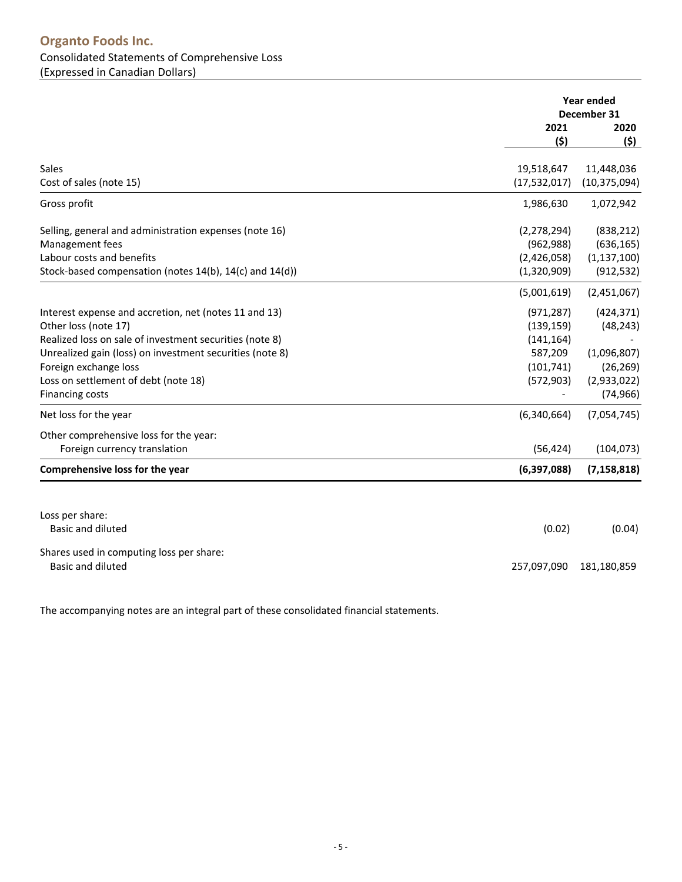# Organto Foods Inc.

Consolidated Statements of Comprehensive Loss
(Expressed in Canadian Dollars)

| | Year ended December 31 | |
|---|---|---|
| | **2021** | **2020** |
| | **($)** | **($)** |
| Sales | 19,518,647 | 11,448,036 |
| Cost of sales (note 15) | (17,532,017) | (10,375,094) |
| Gross profit | 1,986,630 | 1,072,942 |
| Selling, general and administration expenses (note 16) | (2,278,294) | (838,212) |
| Management fees | (962,988) | (636,165) |
| Labour costs and benefits | (2,426,058) | (1,137,100) |
| Stock-based compensation (notes 14(b), 14(c) and 14(d)) | (1,320,909) | (912,532) |
| | (5,001,619) | (2,451,067) |
| Interest expense and accretion, net (notes 11 and 13) | (971,287) | (424,371) |
| Other loss (note 17) | (139,159) | (48,243) |
| Realized loss on sale of investment securities (note 8) | (141,164) | - |
| Unrealized gain (loss) on investment securities (note 8) | 587,209 | (1,096,807) |
| Foreign exchange loss | (101,741) | (26,269) |
| Loss on settlement of debt (note 18) | (572,903) | (2,933,022) |
| Financing costs | - | (74,966) |
| Net loss for the year | (6,340,664) | (7,054,745) |
| Other comprehensive loss for the year: | | |
| Foreign currency translation | (56,424) | (104,073) |
| **Comprehensive loss for the year** | **(6,397,088)** | **(7,158,818)** |
| Loss per share: | | |
| Basic and diluted | (0.02) | (0.04) |
| Shares used in computing loss per share: | | |
| Basic and diluted | 257,097,090 | 181,180,859 |

The accompanying notes are an integral part of these consolidated financial statements.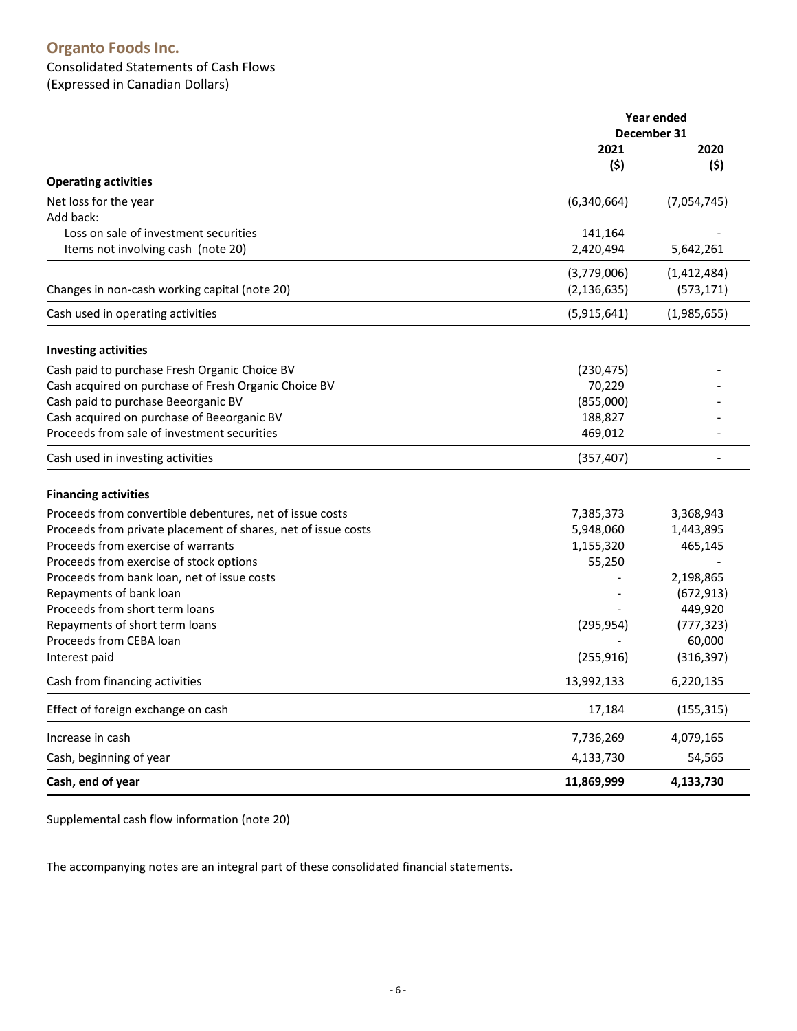## Organto Foods Inc.

Consolidated Statements of Cash Flows
(Expressed in Canadian Dollars)

| | Year ended December 31 | |
|---|---|---|
| | 2021 ($) | 2020 ($) |
| **Operating activities** | | |
| Net loss for the year | (6,340,664) | (7,054,745) |
| Add back: | | |
| Loss on sale of investment securities | 141,164 | - |
| Items not involving cash (note 20) | 2,420,494 | 5,642,261 |
| | (3,779,006) | (1,412,484) |
| Changes in non-cash working capital (note 20) | (2,136,635) | (573,171) |
| Cash used in operating activities | (5,915,641) | (1,985,655) |
| **Investing activities** | | |
| Cash paid to purchase Fresh Organic Choice BV | (230,475) | - |
| Cash acquired on purchase of Fresh Organic Choice BV | 70,229 | - |
| Cash paid to purchase Beeorganic BV | (855,000) | - |
| Cash acquired on purchase of Beeorganic BV | 188,827 | - |
| Proceeds from sale of investment securities | 469,012 | - |
| Cash used in investing activities | (357,407) | - |
| **Financing activities** | | |
| Proceeds from convertible debentures, net of issue costs | 7,385,373 | 3,368,943 |
| Proceeds from private placement of shares, net of issue costs | 5,948,060 | 1,443,895 |
| Proceeds from exercise of warrants | 1,155,320 | 465,145 |
| Proceeds from exercise of stock options | 55,250 | - |
| Proceeds from bank loan, net of issue costs | - | 2,198,865 |
| Repayments of bank loan | - | (672,913) |
| Proceeds from short term loans | - | 449,920 |
| Repayments of short term loans | (295,954) | (777,323) |
| Proceeds from CEBA loan | - | 60,000 |
| Interest paid | (255,916) | (316,397) |
| Cash from financing activities | 13,992,133 | 6,220,135 |
| Effect of foreign exchange on cash | 17,184 | (155,315) |
| Increase in cash | 7,736,269 | 4,079,165 |
| Cash, beginning of year | 4,133,730 | 54,565 |
| **Cash, end of year** | **11,869,999** | **4,133,730** |

Supplemental cash flow information (note 20)

The accompanying notes are an integral part of these consolidated financial statements.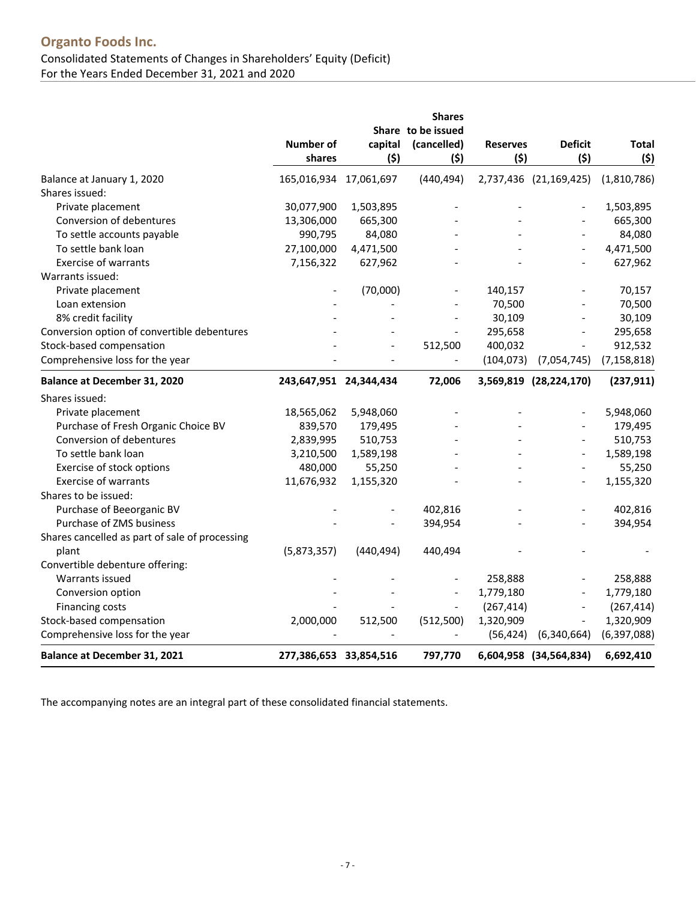# Organto Foods Inc.

Consolidated Statements of Changes in Shareholders' Equity (Deficit)
For the Years Ended December 31, 2021 and 2020

| | Number of shares | Share capital ($) | Shares to be issued (cancelled) ($) | Reserves ($) | Deficit ($) | Total ($) |
|---|---|---|---|---|---|---|
| Balance at January 1, 2020 | 165,016,934 | 17,061,697 | (440,494) | 2,737,436 | (21,169,425) | (1,810,786) |
| Shares issued: | | | | | | |
| Private placement | 30,077,900 | 1,503,895 | - | - | - | 1,503,895 |
| Conversion of debentures | 13,306,000 | 665,300 | - | - | - | 665,300 |
| To settle accounts payable | 990,795 | 84,080 | - | - | - | 84,080 |
| To settle bank loan | 27,100,000 | 4,471,500 | - | - | - | 4,471,500 |
| Exercise of warrants | 7,156,322 | 627,962 | - | - | - | 627,962 |
| Warrants issued: | | | | | | |
| Private placement | - | (70,000) | - | 140,157 | - | 70,157 |
| Loan extension | - | - | - | 70,500 | - | 70,500 |
| 8% credit facility | - | - | - | 30,109 | - | 30,109 |
| Conversion option of convertible debentures | - | - | - | 295,658 | - | 295,658 |
| Stock-based compensation | - | - | 512,500 | 400,032 | - | 912,532 |
| Comprehensive loss for the year | - | - | - | (104,073) | (7,054,745) | (7,158,818) |
| **Balance at December 31, 2020** | **243,647,951** | **24,344,434** | **72,006** | **3,569,819** | **(28,224,170)** | **(237,911)** |
| Shares issued: | | | | | | |
| Private placement | 18,565,062 | 5,948,060 | - | - | - | 5,948,060 |
| Purchase of Fresh Organic Choice BV | 839,570 | 179,495 | - | - | - | 179,495 |
| Conversion of debentures | 2,839,995 | 510,753 | - | - | - | 510,753 |
| To settle bank loan | 3,210,500 | 1,589,198 | - | - | - | 1,589,198 |
| Exercise of stock options | 480,000 | 55,250 | - | - | - | 55,250 |
| Exercise of warrants | 11,676,932 | 1,155,320 | - | - | - | 1,155,320 |
| Shares to be issued: | | | | | | |
| Purchase of Beeorganic BV | - | - | 402,816 | - | - | 402,816 |
| Purchase of ZMS business | - | - | 394,954 | - | - | 394,954 |
| Shares cancelled as part of sale of processing plant | (5,873,357) | (440,494) | 440,494 | - | - | - |
| Convertible debenture offering: | | | | | | |
| Warrants issued | - | - | - | 258,888 | - | 258,888 |
| Conversion option | - | - | - | 1,779,180 | - | 1,779,180 |
| Financing costs | - | - | - | (267,414) | - | (267,414) |
| Stock-based compensation | 2,000,000 | 512,500 | (512,500) | 1,320,909 | - | 1,320,909 |
| Comprehensive loss for the year | - | - | - | (56,424) | (6,340,664) | (6,397,088) |
| **Balance at December 31, 2021** | **277,386,653** | **33,854,516** | **797,770** | **6,604,958** | **(34,564,834)** | **6,692,410** |

The accompanying notes are an integral part of these consolidated financial statements.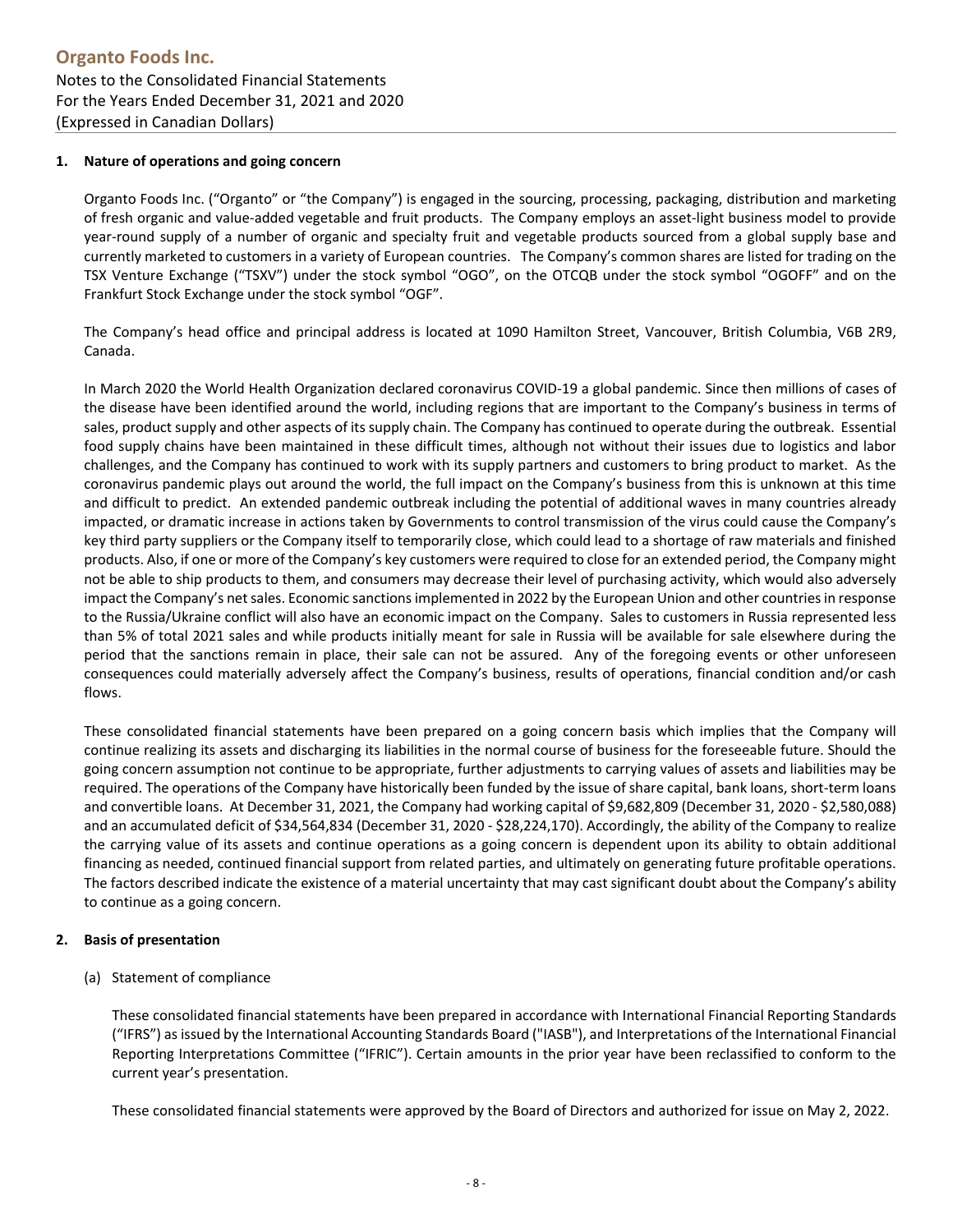## 1. Nature of operations and going concern

Organto Foods Inc. ("Organto" or "the Company") is engaged in the sourcing, processing, packaging, distribution and marketing of fresh organic and value-added vegetable and fruit products. The Company employs an asset-light business model to provide year-round supply of a number of organic and specialty fruit and vegetable products sourced from a global supply base and currently marketed to customers in a variety of European countries. The Company's common shares are listed for trading on the TSX Venture Exchange ("TSXV") under the stock symbol "OGO", on the OTCQB under the stock symbol "OGOFF" and on the Frankfurt Stock Exchange under the stock symbol "OGF".

The Company's head office and principal address is located at 1090 Hamilton Street, Vancouver, British Columbia, V6B 2R9, Canada.

In March 2020 the World Health Organization declared coronavirus COVID-19 a global pandemic. Since then millions of cases of the disease have been identified around the world, including regions that are important to the Company's business in terms of sales, product supply and other aspects of its supply chain. The Company has continued to operate during the outbreak. Essential food supply chains have been maintained in these difficult times, although not without their issues due to logistics and labor challenges, and the Company has continued to work with its supply partners and customers to bring product to market. As the coronavirus pandemic plays out around the world, the full impact on the Company's business from this is unknown at this time and difficult to predict. An extended pandemic outbreak including the potential of additional waves in many countries already impacted, or dramatic increase in actions taken by Governments to control transmission of the virus could cause the Company's key third party suppliers or the Company itself to temporarily close, which could lead to a shortage of raw materials and finished products. Also, if one or more of the Company's key customers were required to close for an extended period, the Company might not be able to ship products to them, and consumers may decrease their level of purchasing activity, which would also adversely impact the Company's net sales. Economic sanctions implemented in 2022 by the European Union and other countries in response to the Russia/Ukraine conflict will also have an economic impact on the Company. Sales to customers in Russia represented less than 5% of total 2021 sales and while products initially meant for sale in Russia will be available for sale elsewhere during the period that the sanctions remain in place, their sale can not be assured. Any of the foregoing events or other unforeseen consequences could materially adversely affect the Company's business, results of operations, financial condition and/or cash flows.

These consolidated financial statements have been prepared on a going concern basis which implies that the Company will continue realizing its assets and discharging its liabilities in the normal course of business for the foreseeable future. Should the going concern assumption not continue to be appropriate, further adjustments to carrying values of assets and liabilities may be required. The operations of the Company have historically been funded by the issue of share capital, bank loans, short-term loans and convertible loans. At December 31, 2021, the Company had working capital of $9,682,809 (December 31, 2020 - $2,580,088) and an accumulated deficit of $34,564,834 (December 31, 2020 - $28,224,170). Accordingly, the ability of the Company to realize the carrying value of its assets and continue operations as a going concern is dependent upon its ability to obtain additional financing as needed, continued financial support from related parties, and ultimately on generating future profitable operations. The factors described indicate the existence of a material uncertainty that may cast significant doubt about the Company's ability to continue as a going concern.

## 2. Basis of presentation

(a) Statement of compliance

These consolidated financial statements have been prepared in accordance with International Financial Reporting Standards ("IFRS") as issued by the International Accounting Standards Board ("IASB"), and Interpretations of the International Financial Reporting Interpretations Committee ("IFRIC"). Certain amounts in the prior year have been reclassified to conform to the current year's presentation.

These consolidated financial statements were approved by the Board of Directors and authorized for issue on May 2, 2022.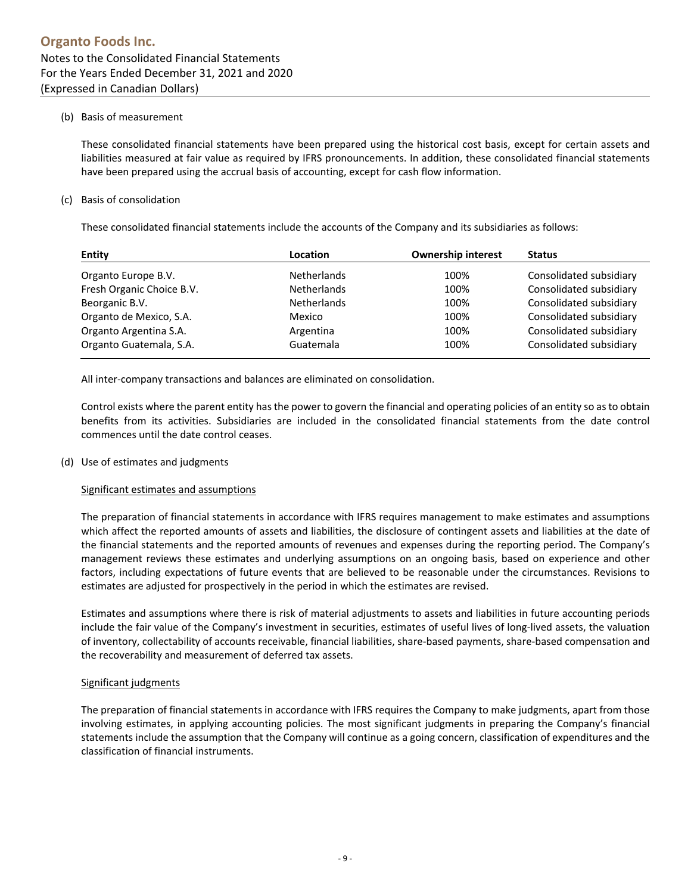(b) Basis of measurement

These consolidated financial statements have been prepared using the historical cost basis, except for certain assets and liabilities measured at fair value as required by IFRS pronouncements. In addition, these consolidated financial statements have been prepared using the accrual basis of accounting, except for cash flow information.

(c) Basis of consolidation

These consolidated financial statements include the accounts of the Company and its subsidiaries as follows:

| Entity | Location | Ownership interest | Status |
|---|---|---|---|
| Organto Europe B.V. | Netherlands | 100% | Consolidated subsidiary |
| Fresh Organic Choice B.V. | Netherlands | 100% | Consolidated subsidiary |
| Beorganic B.V. | Netherlands | 100% | Consolidated subsidiary |
| Organto de Mexico, S.A. | Mexico | 100% | Consolidated subsidiary |
| Organto Argentina S.A. | Argentina | 100% | Consolidated subsidiary |
| Organto Guatemala, S.A. | Guatemala | 100% | Consolidated subsidiary |

All inter-company transactions and balances are eliminated on consolidation.

Control exists where the parent entity has the power to govern the financial and operating policies of an entity so as to obtain benefits from its activities. Subsidiaries are included in the consolidated financial statements from the date control commences until the date control ceases.

(d) Use of estimates and judgments

Significant estimates and assumptions

The preparation of financial statements in accordance with IFRS requires management to make estimates and assumptions which affect the reported amounts of assets and liabilities, the disclosure of contingent assets and liabilities at the date of the financial statements and the reported amounts of revenues and expenses during the reporting period. The Company's management reviews these estimates and underlying assumptions on an ongoing basis, based on experience and other factors, including expectations of future events that are believed to be reasonable under the circumstances. Revisions to estimates are adjusted for prospectively in the period in which the estimates are revised.

Estimates and assumptions where there is risk of material adjustments to assets and liabilities in future accounting periods include the fair value of the Company's investment in securities, estimates of useful lives of long-lived assets, the valuation of inventory, collectability of accounts receivable, financial liabilities, share-based payments, share-based compensation and the recoverability and measurement of deferred tax assets.

Significant judgments

The preparation of financial statements in accordance with IFRS requires the Company to make judgments, apart from those involving estimates, in applying accounting policies. The most significant judgments in preparing the Company's financial statements include the assumption that the Company will continue as a going concern, classification of expenditures and the classification of financial instruments.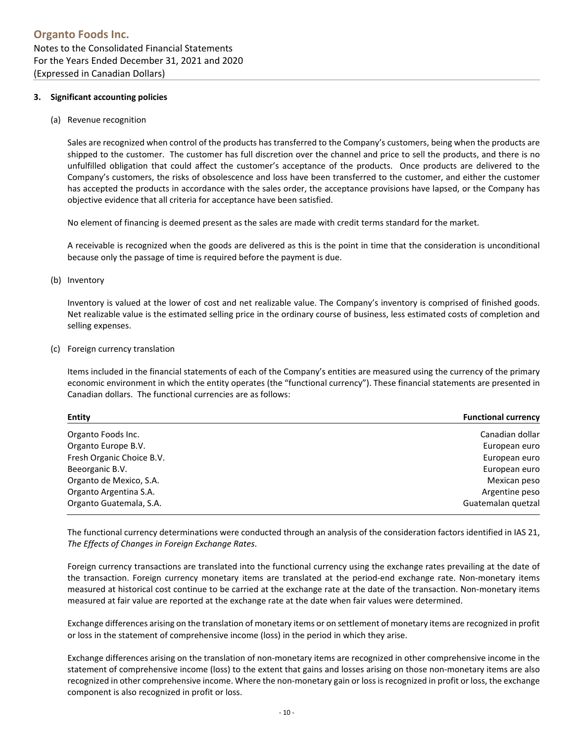## 3. Significant accounting policies

(a) Revenue recognition

Sales are recognized when control of the products has transferred to the Company's customers, being when the products are shipped to the customer. The customer has full discretion over the channel and price to sell the products, and there is no unfulfilled obligation that could affect the customer's acceptance of the products. Once products are delivered to the Company's customers, the risks of obsolescence and loss have been transferred to the customer, and either the customer has accepted the products in accordance with the sales order, the acceptance provisions have lapsed, or the Company has objective evidence that all criteria for acceptance have been satisfied.

No element of financing is deemed present as the sales are made with credit terms standard for the market.

A receivable is recognized when the goods are delivered as this is the point in time that the consideration is unconditional because only the passage of time is required before the payment is due.

(b) Inventory

Inventory is valued at the lower of cost and net realizable value. The Company's inventory is comprised of finished goods. Net realizable value is the estimated selling price in the ordinary course of business, less estimated costs of completion and selling expenses.

(c) Foreign currency translation

Items included in the financial statements of each of the Company's entities are measured using the currency of the primary economic environment in which the entity operates (the "functional currency"). These financial statements are presented in Canadian dollars. The functional currencies are as follows:

| **Entity** | **Functional currency** |
|---|---|
| Organto Foods Inc. | Canadian dollar |
| Organto Europe B.V. | European euro |
| Fresh Organic Choice B.V. | European euro |
| Beeorganic B.V. | European euro |
| Organto de Mexico, S.A. | Mexican peso |
| Organto Argentina S.A. | Argentine peso |
| Organto Guatemala, S.A. | Guatemalan quetzal |

The functional currency determinations were conducted through an analysis of the consideration factors identified in IAS 21, *The Effects of Changes in Foreign Exchange Rates*.

Foreign currency transactions are translated into the functional currency using the exchange rates prevailing at the date of the transaction. Foreign currency monetary items are translated at the period-end exchange rate. Non-monetary items measured at historical cost continue to be carried at the exchange rate at the date of the transaction. Non-monetary items measured at fair value are reported at the exchange rate at the date when fair values were determined.

Exchange differences arising on the translation of monetary items or on settlement of monetary items are recognized in profit or loss in the statement of comprehensive income (loss) in the period in which they arise.

Exchange differences arising on the translation of non-monetary items are recognized in other comprehensive income in the statement of comprehensive income (loss) to the extent that gains and losses arising on those non-monetary items are also recognized in other comprehensive income. Where the non-monetary gain or loss is recognized in profit or loss, the exchange component is also recognized in profit or loss.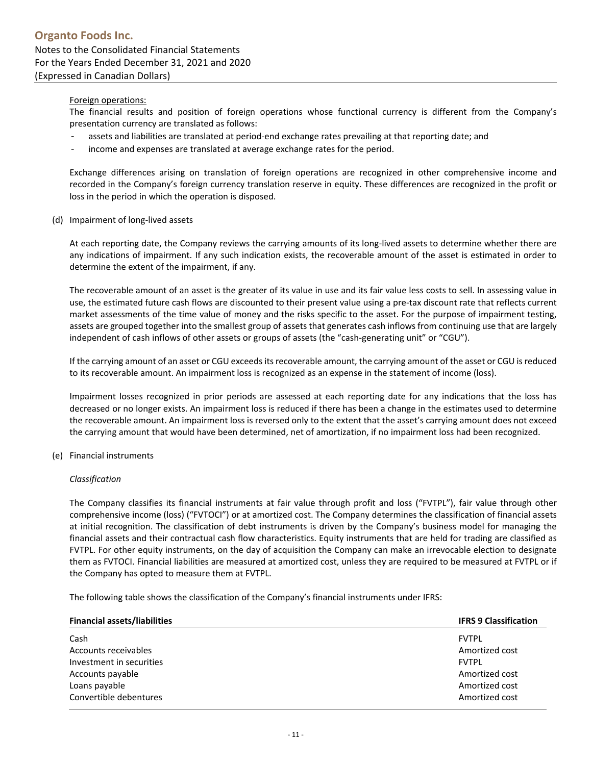Foreign operations:

The financial results and position of foreign operations whose functional currency is different from the Company's presentation currency are translated as follows:

- assets and liabilities are translated at period-end exchange rates prevailing at that reporting date; and
- income and expenses are translated at average exchange rates for the period.

Exchange differences arising on translation of foreign operations are recognized in other comprehensive income and recorded in the Company's foreign currency translation reserve in equity. These differences are recognized in the profit or loss in the period in which the operation is disposed.

(d) Impairment of long-lived assets

At each reporting date, the Company reviews the carrying amounts of its long-lived assets to determine whether there are any indications of impairment. If any such indication exists, the recoverable amount of the asset is estimated in order to determine the extent of the impairment, if any.

The recoverable amount of an asset is the greater of its value in use and its fair value less costs to sell. In assessing value in use, the estimated future cash flows are discounted to their present value using a pre-tax discount rate that reflects current market assessments of the time value of money and the risks specific to the asset. For the purpose of impairment testing, assets are grouped together into the smallest group of assets that generates cash inflows from continuing use that are largely independent of cash inflows of other assets or groups of assets (the "cash-generating unit" or "CGU").

If the carrying amount of an asset or CGU exceeds its recoverable amount, the carrying amount of the asset or CGU is reduced to its recoverable amount. An impairment loss is recognized as an expense in the statement of income (loss).

Impairment losses recognized in prior periods are assessed at each reporting date for any indications that the loss has decreased or no longer exists. An impairment loss is reduced if there has been a change in the estimates used to determine the recoverable amount. An impairment loss is reversed only to the extent that the asset's carrying amount does not exceed the carrying amount that would have been determined, net of amortization, if no impairment loss had been recognized.

(e) Financial instruments

*Classification*

The Company classifies its financial instruments at fair value through profit and loss ("FVTPL"), fair value through other comprehensive income (loss) ("FVTOCI") or at amortized cost. The Company determines the classification of financial assets at initial recognition. The classification of debt instruments is driven by the Company's business model for managing the financial assets and their contractual cash flow characteristics. Equity instruments that are held for trading are classified as FVTPL. For other equity instruments, on the day of acquisition the Company can make an irrevocable election to designate them as FVTOCI. Financial liabilities are measured at amortized cost, unless they are required to be measured at FVTPL or if the Company has opted to measure them at FVTPL.

The following table shows the classification of the Company's financial instruments under IFRS:

| Financial assets/liabilities | IFRS 9 Classification |
|---|---|
| Cash | FVTPL |
| Accounts receivables | Amortized cost |
| Investment in securities | FVTPL |
| Accounts payable | Amortized cost |
| Loans payable | Amortized cost |
| Convertible debentures | Amortized cost |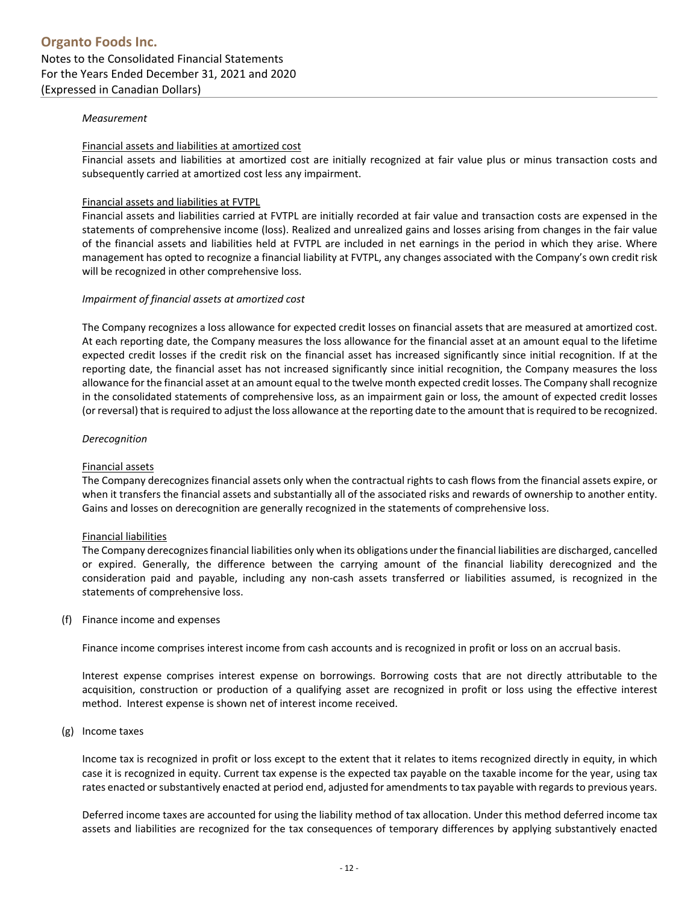*Measurement*

Financial assets and liabilities at amortized cost

Financial assets and liabilities at amortized cost are initially recognized at fair value plus or minus transaction costs and subsequently carried at amortized cost less any impairment.

Financial assets and liabilities at FVTPL

Financial assets and liabilities carried at FVTPL are initially recorded at fair value and transaction costs are expensed in the statements of comprehensive income (loss). Realized and unrealized gains and losses arising from changes in the fair value of the financial assets and liabilities held at FVTPL are included in net earnings in the period in which they arise. Where management has opted to recognize a financial liability at FVTPL, any changes associated with the Company's own credit risk will be recognized in other comprehensive loss.

*Impairment of financial assets at amortized cost*

The Company recognizes a loss allowance for expected credit losses on financial assets that are measured at amortized cost. At each reporting date, the Company measures the loss allowance for the financial asset at an amount equal to the lifetime expected credit losses if the credit risk on the financial asset has increased significantly since initial recognition. If at the reporting date, the financial asset has not increased significantly since initial recognition, the Company measures the loss allowance for the financial asset at an amount equal to the twelve month expected credit losses. The Company shall recognize in the consolidated statements of comprehensive loss, as an impairment gain or loss, the amount of expected credit losses (or reversal) that is required to adjust the loss allowance at the reporting date to the amount that is required to be recognized.

*Derecognition*

Financial assets

The Company derecognizes financial assets only when the contractual rights to cash flows from the financial assets expire, or when it transfers the financial assets and substantially all of the associated risks and rewards of ownership to another entity. Gains and losses on derecognition are generally recognized in the statements of comprehensive loss.

Financial liabilities

The Company derecognizes financial liabilities only when its obligations under the financial liabilities are discharged, cancelled or expired. Generally, the difference between the carrying amount of the financial liability derecognized and the consideration paid and payable, including any non-cash assets transferred or liabilities assumed, is recognized in the statements of comprehensive loss.

(f) Finance income and expenses

Finance income comprises interest income from cash accounts and is recognized in profit or loss on an accrual basis.

Interest expense comprises interest expense on borrowings. Borrowing costs that are not directly attributable to the acquisition, construction or production of a qualifying asset are recognized in profit or loss using the effective interest method. Interest expense is shown net of interest income received.

(g) Income taxes

Income tax is recognized in profit or loss except to the extent that it relates to items recognized directly in equity, in which case it is recognized in equity. Current tax expense is the expected tax payable on the taxable income for the year, using tax rates enacted or substantively enacted at period end, adjusted for amendments to tax payable with regards to previous years.

Deferred income taxes are accounted for using the liability method of tax allocation. Under this method deferred income tax assets and liabilities are recognized for the tax consequences of temporary differences by applying substantively enacted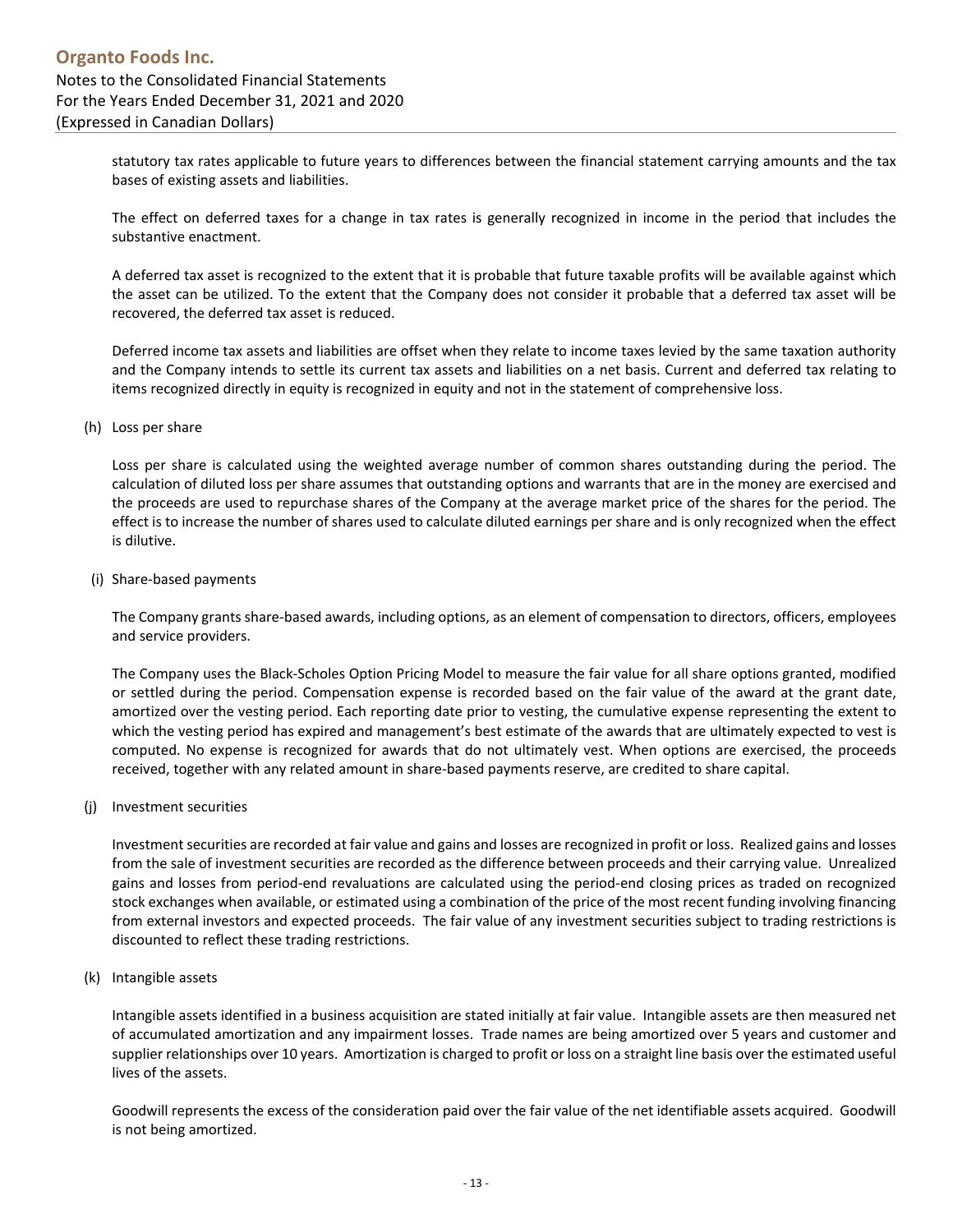statutory tax rates applicable to future years to differences between the financial statement carrying amounts and the tax bases of existing assets and liabilities.

The effect on deferred taxes for a change in tax rates is generally recognized in income in the period that includes the substantive enactment.

A deferred tax asset is recognized to the extent that it is probable that future taxable profits will be available against which the asset can be utilized. To the extent that the Company does not consider it probable that a deferred tax asset will be recovered, the deferred tax asset is reduced.

Deferred income tax assets and liabilities are offset when they relate to income taxes levied by the same taxation authority and the Company intends to settle its current tax assets and liabilities on a net basis. Current and deferred tax relating to items recognized directly in equity is recognized in equity and not in the statement of comprehensive loss.

(h) Loss per share

Loss per share is calculated using the weighted average number of common shares outstanding during the period. The calculation of diluted loss per share assumes that outstanding options and warrants that are in the money are exercised and the proceeds are used to repurchase shares of the Company at the average market price of the shares for the period. The effect is to increase the number of shares used to calculate diluted earnings per share and is only recognized when the effect is dilutive.

(i) Share-based payments

The Company grants share-based awards, including options, as an element of compensation to directors, officers, employees and service providers.

The Company uses the Black-Scholes Option Pricing Model to measure the fair value for all share options granted, modified or settled during the period. Compensation expense is recorded based on the fair value of the award at the grant date, amortized over the vesting period. Each reporting date prior to vesting, the cumulative expense representing the extent to which the vesting period has expired and management's best estimate of the awards that are ultimately expected to vest is computed. No expense is recognized for awards that do not ultimately vest. When options are exercised, the proceeds received, together with any related amount in share-based payments reserve, are credited to share capital.

(j) Investment securities

Investment securities are recorded at fair value and gains and losses are recognized in profit or loss. Realized gains and losses from the sale of investment securities are recorded as the difference between proceeds and their carrying value. Unrealized gains and losses from period-end revaluations are calculated using the period-end closing prices as traded on recognized stock exchanges when available, or estimated using a combination of the price of the most recent funding involving financing from external investors and expected proceeds. The fair value of any investment securities subject to trading restrictions is discounted to reflect these trading restrictions.

(k) Intangible assets

Intangible assets identified in a business acquisition are stated initially at fair value. Intangible assets are then measured net of accumulated amortization and any impairment losses. Trade names are being amortized over 5 years and customer and supplier relationships over 10 years. Amortization is charged to profit or loss on a straight line basis over the estimated useful lives of the assets.

Goodwill represents the excess of the consideration paid over the fair value of the net identifiable assets acquired. Goodwill is not being amortized.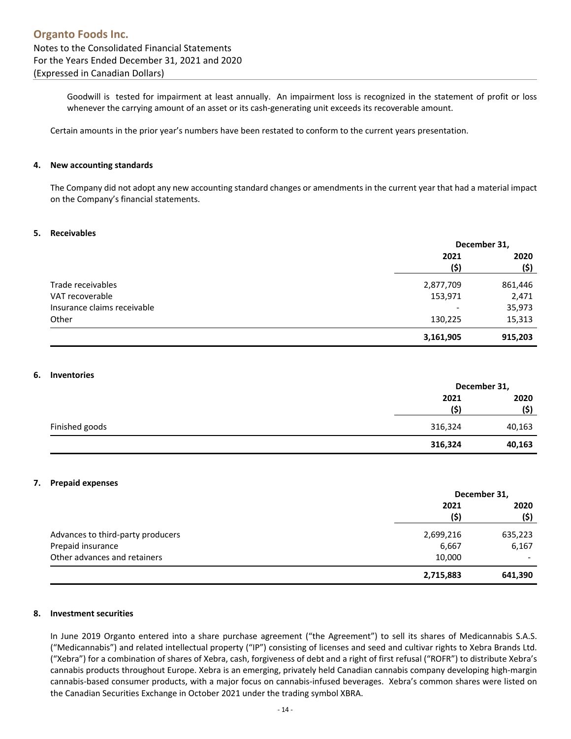Goodwill is tested for impairment at least annually. An impairment loss is recognized in the statement of profit or loss whenever the carrying amount of an asset or its cash-generating unit exceeds its recoverable amount.

Certain amounts in the prior year's numbers have been restated to conform to the current years presentation.

## 4. New accounting standards

The Company did not adopt any new accounting standard changes or amendments in the current year that had a material impact on the Company's financial statements.

## 5. Receivables

| | December 31, 2021 ($) | December 31, 2020 ($) |
|---|---|---|
| Trade receivables | 2,877,709 | 861,446 |
| VAT recoverable | 153,971 | 2,471 |
| Insurance claims receivable | - | 35,973 |
| Other | 130,225 | 15,313 |
| | **3,161,905** | **915,203** |

## 6. Inventories

| | December 31, 2021 ($) | December 31, 2020 ($) |
|---|---|---|
| Finished goods | 316,324 | 40,163 |
| | **316,324** | **40,163** |

## 7. Prepaid expenses

| | December 31, 2021 ($) | December 31, 2020 ($) |
|---|---|---|
| Advances to third-party producers | 2,699,216 | 635,223 |
| Prepaid insurance | 6,667 | 6,167 |
| Other advances and retainers | 10,000 | - |
| | **2,715,883** | **641,390** |

## 8. Investment securities

In June 2019 Organto entered into a share purchase agreement ("the Agreement") to sell its shares of Medicannabis S.A.S. ("Medicannabis") and related intellectual property ("IP") consisting of licenses and seed and cultivar rights to Xebra Brands Ltd. ("Xebra") for a combination of shares of Xebra, cash, forgiveness of debt and a right of first refusal ("ROFR") to distribute Xebra's cannabis products throughout Europe. Xebra is an emerging, privately held Canadian cannabis company developing high-margin cannabis-based consumer products, with a major focus on cannabis-infused beverages. Xebra's common shares were listed on the Canadian Securities Exchange in October 2021 under the trading symbol XBRA.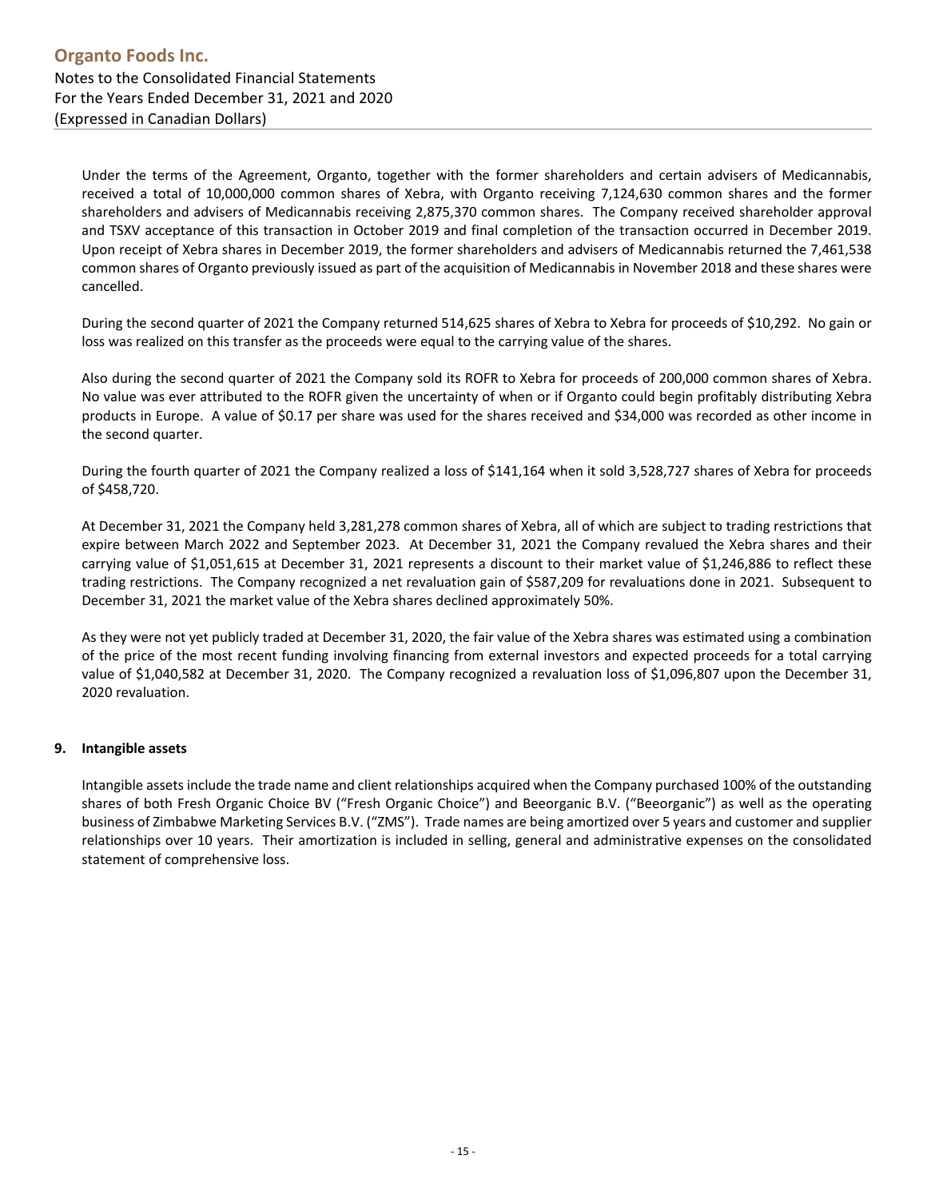Under the terms of the Agreement, Organto, together with the former shareholders and certain advisers of Medicannabis, received a total of 10,000,000 common shares of Xebra, with Organto receiving 7,124,630 common shares and the former shareholders and advisers of Medicannabis receiving 2,875,370 common shares. The Company received shareholder approval and TSXV acceptance of this transaction in October 2019 and final completion of the transaction occurred in December 2019. Upon receipt of Xebra shares in December 2019, the former shareholders and advisers of Medicannabis returned the 7,461,538 common shares of Organto previously issued as part of the acquisition of Medicannabis in November 2018 and these shares were cancelled.

During the second quarter of 2021 the Company returned 514,625 shares of Xebra to Xebra for proceeds of $10,292. No gain or loss was realized on this transfer as the proceeds were equal to the carrying value of the shares.

Also during the second quarter of 2021 the Company sold its ROFR to Xebra for proceeds of 200,000 common shares of Xebra. No value was ever attributed to the ROFR given the uncertainty of when or if Organto could begin profitably distributing Xebra products in Europe. A value of $0.17 per share was used for the shares received and $34,000 was recorded as other income in the second quarter.

During the fourth quarter of 2021 the Company realized a loss of $141,164 when it sold 3,528,727 shares of Xebra for proceeds of $458,720.

At December 31, 2021 the Company held 3,281,278 common shares of Xebra, all of which are subject to trading restrictions that expire between March 2022 and September 2023. At December 31, 2021 the Company revalued the Xebra shares and their carrying value of $1,051,615 at December 31, 2021 represents a discount to their market value of $1,246,886 to reflect these trading restrictions. The Company recognized a net revaluation gain of $587,209 for revaluations done in 2021. Subsequent to December 31, 2021 the market value of the Xebra shares declined approximately 50%.

As they were not yet publicly traded at December 31, 2020, the fair value of the Xebra shares was estimated using a combination of the price of the most recent funding involving financing from external investors and expected proceeds for a total carrying value of $1,040,582 at December 31, 2020. The Company recognized a revaluation loss of $1,096,807 upon the December 31, 2020 revaluation.

## 9. Intangible assets

Intangible assets include the trade name and client relationships acquired when the Company purchased 100% of the outstanding shares of both Fresh Organic Choice BV ("Fresh Organic Choice") and Beeorganic B.V. ("Beeorganic") as well as the operating business of Zimbabwe Marketing Services B.V. ("ZMS"). Trade names are being amortized over 5 years and customer and supplier relationships over 10 years. Their amortization is included in selling, general and administrative expenses on the consolidated statement of comprehensive loss.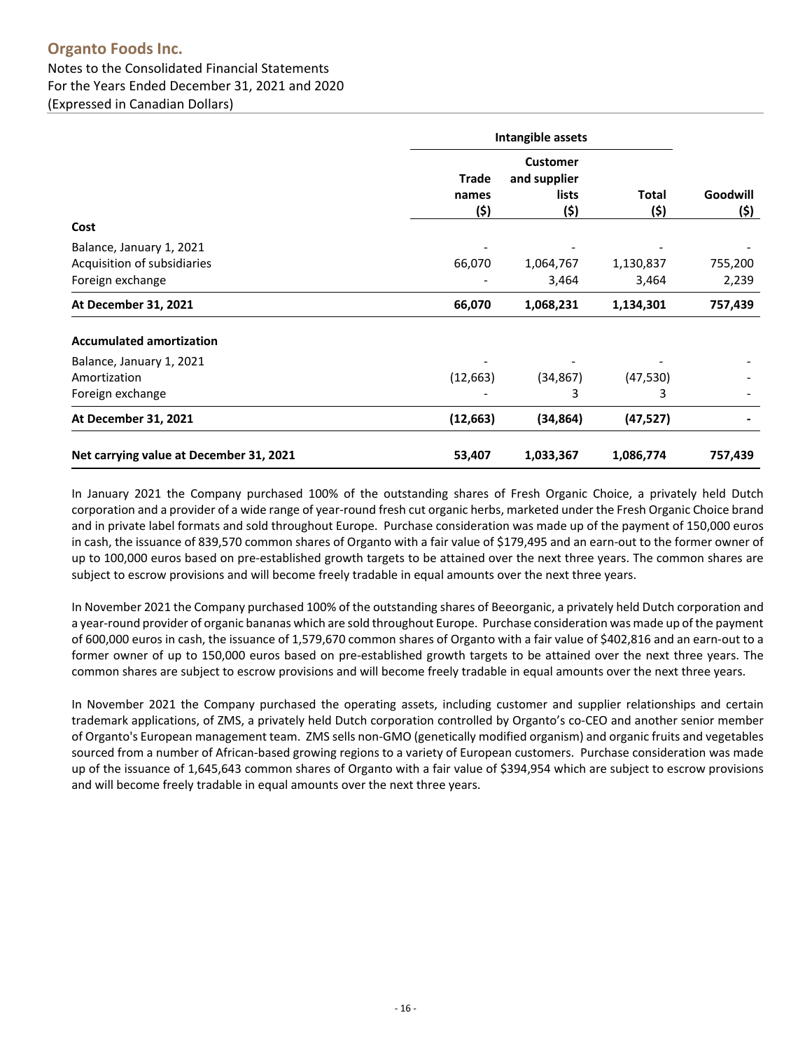## Organto Foods Inc.

Notes to the Consolidated Financial Statements
For the Years Ended December 31, 2021 and 2020
(Expressed in Canadian Dollars)

| | Intangible assets | | | |
|---|---|---|---|---|
| | **Trade names ($)** | **Customer and supplier lists ($)** | **Total ($)** | **Goodwill ($)** |
| **Cost** | | | | |
| Balance, January 1, 2021 | - | - | - | - |
| Acquisition of subsidiaries | 66,070 | 1,064,767 | 1,130,837 | 755,200 |
| Foreign exchange | - | 3,464 | 3,464 | 2,239 |
| **At December 31, 2021** | **66,070** | **1,068,231** | **1,134,301** | **757,439** |
| **Accumulated amortization** | | | | |
| Balance, January 1, 2021 | - | - | - | - |
| Amortization | (12,663) | (34,867) | (47,530) | - |
| Foreign exchange | - | 3 | 3 | - |
| **At December 31, 2021** | **(12,663)** | **(34,864)** | **(47,527)** | **-** |
| **Net carrying value at December 31, 2021** | **53,407** | **1,033,367** | **1,086,774** | **757,439** |

In January 2021 the Company purchased 100% of the outstanding shares of Fresh Organic Choice, a privately held Dutch corporation and a provider of a wide range of year-round fresh cut organic herbs, marketed under the Fresh Organic Choice brand and in private label formats and sold throughout Europe. Purchase consideration was made up of the payment of 150,000 euros in cash, the issuance of 839,570 common shares of Organto with a fair value of $179,495 and an earn-out to the former owner of up to 100,000 euros based on pre-established growth targets to be attained over the next three years. The common shares are subject to escrow provisions and will become freely tradable in equal amounts over the next three years.

In November 2021 the Company purchased 100% of the outstanding shares of Beeorganic, a privately held Dutch corporation and a year-round provider of organic bananas which are sold throughout Europe. Purchase consideration was made up of the payment of 600,000 euros in cash, the issuance of 1,579,670 common shares of Organto with a fair value of $402,816 and an earn-out to a former owner of up to 150,000 euros based on pre-established growth targets to be attained over the next three years. The common shares are subject to escrow provisions and will become freely tradable in equal amounts over the next three years.

In November 2021 the Company purchased the operating assets, including customer and supplier relationships and certain trademark applications, of ZMS, a privately held Dutch corporation controlled by Organto's co-CEO and another senior member of Organto's European management team. ZMS sells non-GMO (genetically modified organism) and organic fruits and vegetables sourced from a number of African-based growing regions to a variety of European customers. Purchase consideration was made up of the issuance of 1,645,643 common shares of Organto with a fair value of $394,954 which are subject to escrow provisions and will become freely tradable in equal amounts over the next three years.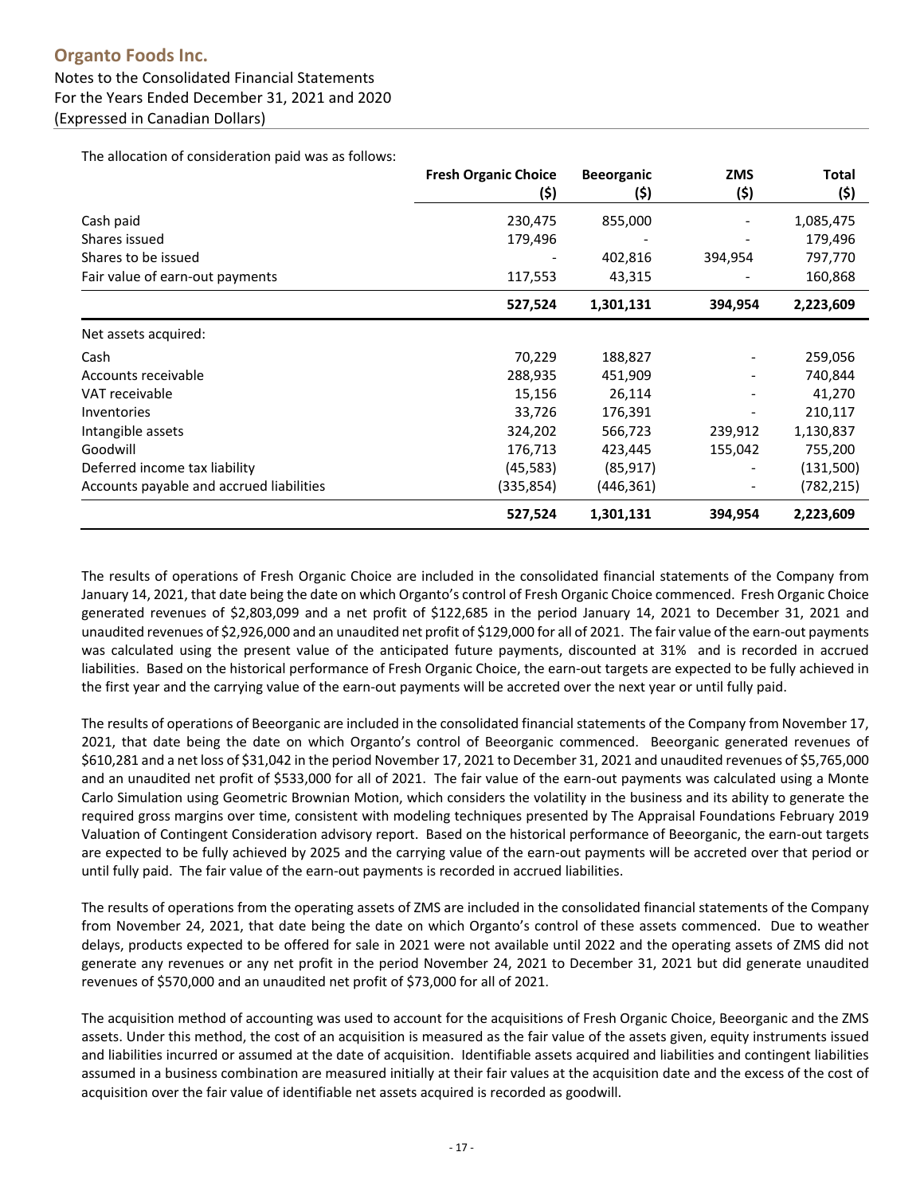The allocation of consideration paid was as follows:

| | Fresh Organic Choice ($) | Beeorganic ($) | ZMS ($) | Total ($) |
|---|---|---|---|---|
| Cash paid | 230,475 | 855,000 | - | 1,085,475 |
| Shares issued | 179,496 | - | - | 179,496 |
| Shares to be issued | - | 402,816 | 394,954 | 797,770 |
| Fair value of earn-out payments | 117,553 | 43,315 | - | 160,868 |
| | **527,524** | **1,301,131** | **394,954** | **2,223,609** |
| Net assets acquired: | | | | |
| Cash | 70,229 | 188,827 | - | 259,056 |
| Accounts receivable | 288,935 | 451,909 | - | 740,844 |
| VAT receivable | 15,156 | 26,114 | - | 41,270 |
| Inventories | 33,726 | 176,391 | - | 210,117 |
| Intangible assets | 324,202 | 566,723 | 239,912 | 1,130,837 |
| Goodwill | 176,713 | 423,445 | 155,042 | 755,200 |
| Deferred income tax liability | (45,583) | (85,917) | - | (131,500) |
| Accounts payable and accrued liabilities | (335,854) | (446,361) | - | (782,215) |
| | **527,524** | **1,301,131** | **394,954** | **2,223,609** |

The results of operations of Fresh Organic Choice are included in the consolidated financial statements of the Company from January 14, 2021, that date being the date on which Organto's control of Fresh Organic Choice commenced. Fresh Organic Choice generated revenues of $2,803,099 and a net profit of $122,685 in the period January 14, 2021 to December 31, 2021 and unaudited revenues of $2,926,000 and an unaudited net profit of $129,000 for all of 2021. The fair value of the earn-out payments was calculated using the present value of the anticipated future payments, discounted at 31% and is recorded in accrued liabilities. Based on the historical performance of Fresh Organic Choice, the earn-out targets are expected to be fully achieved in the first year and the carrying value of the earn-out payments will be accreted over the next year or until fully paid.

The results of operations of Beeorganic are included in the consolidated financial statements of the Company from November 17, 2021, that date being the date on which Organto's control of Beeorganic commenced. Beeorganic generated revenues of $610,281 and a net loss of $31,042 in the period November 17, 2021 to December 31, 2021 and unaudited revenues of $5,765,000 and an unaudited net profit of $533,000 for all of 2021. The fair value of the earn-out payments was calculated using a Monte Carlo Simulation using Geometric Brownian Motion, which considers the volatility in the business and its ability to generate the required gross margins over time, consistent with modeling techniques presented by The Appraisal Foundations February 2019 Valuation of Contingent Consideration advisory report. Based on the historical performance of Beeorganic, the earn-out targets are expected to be fully achieved by 2025 and the carrying value of the earn-out payments will be accreted over that period or until fully paid. The fair value of the earn-out payments is recorded in accrued liabilities.

The results of operations from the operating assets of ZMS are included in the consolidated financial statements of the Company from November 24, 2021, that date being the date on which Organto's control of these assets commenced. Due to weather delays, products expected to be offered for sale in 2021 were not available until 2022 and the operating assets of ZMS did not generate any revenues or any net profit in the period November 24, 2021 to December 31, 2021 but did generate unaudited revenues of $570,000 and an unaudited net profit of $73,000 for all of 2021.

The acquisition method of accounting was used to account for the acquisitions of Fresh Organic Choice, Beeorganic and the ZMS assets. Under this method, the cost of an acquisition is measured as the fair value of the assets given, equity instruments issued and liabilities incurred or assumed at the date of acquisition. Identifiable assets acquired and liabilities and contingent liabilities assumed in a business combination are measured initially at their fair values at the acquisition date and the excess of the cost of acquisition over the fair value of identifiable net assets acquired is recorded as goodwill.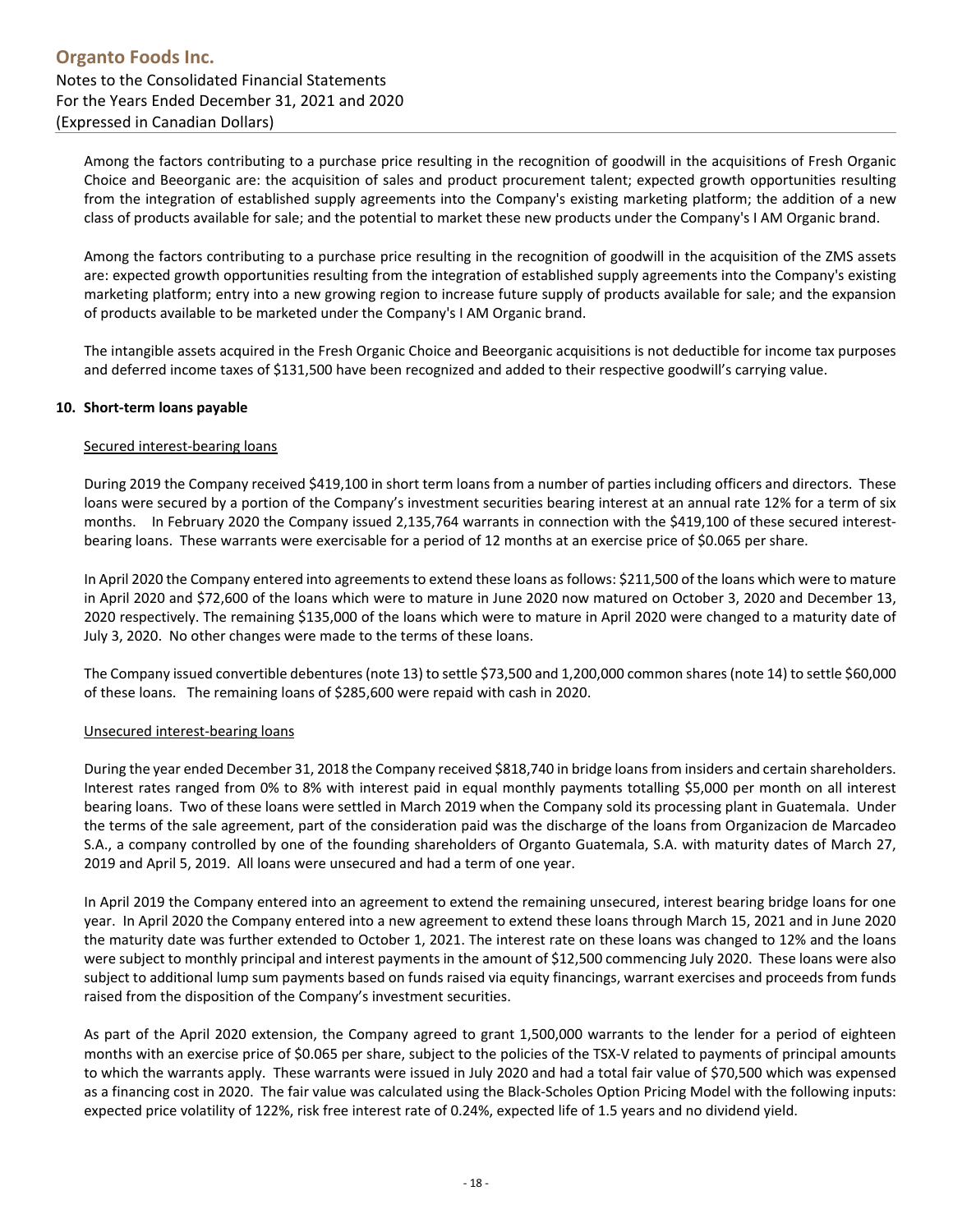Among the factors contributing to a purchase price resulting in the recognition of goodwill in the acquisitions of Fresh Organic Choice and Beeorganic are: the acquisition of sales and product procurement talent; expected growth opportunities resulting from the integration of established supply agreements into the Company's existing marketing platform; the addition of a new class of products available for sale; and the potential to market these new products under the Company's I AM Organic brand.

Among the factors contributing to a purchase price resulting in the recognition of goodwill in the acquisition of the ZMS assets are: expected growth opportunities resulting from the integration of established supply agreements into the Company's existing marketing platform; entry into a new growing region to increase future supply of products available for sale; and the expansion of products available to be marketed under the Company's I AM Organic brand.

The intangible assets acquired in the Fresh Organic Choice and Beeorganic acquisitions is not deductible for income tax purposes and deferred income taxes of $131,500 have been recognized and added to their respective goodwill's carrying value.

## 10. Short-term loans payable

### Secured interest-bearing loans

During 2019 the Company received $419,100 in short term loans from a number of parties including officers and directors. These loans were secured by a portion of the Company's investment securities bearing interest at an annual rate 12% for a term of six months. In February 2020 the Company issued 2,135,764 warrants in connection with the $419,100 of these secured interest-bearing loans. These warrants were exercisable for a period of 12 months at an exercise price of $0.065 per share.

In April 2020 the Company entered into agreements to extend these loans as follows: $211,500 of the loans which were to mature in April 2020 and $72,600 of the loans which were to mature in June 2020 now matured on October 3, 2020 and December 13, 2020 respectively. The remaining $135,000 of the loans which were to mature in April 2020 were changed to a maturity date of July 3, 2020. No other changes were made to the terms of these loans.

The Company issued convertible debentures (note 13) to settle $73,500 and 1,200,000 common shares (note 14) to settle $60,000 of these loans. The remaining loans of $285,600 were repaid with cash in 2020.

### Unsecured interest-bearing loans

During the year ended December 31, 2018 the Company received $818,740 in bridge loans from insiders and certain shareholders. Interest rates ranged from 0% to 8% with interest paid in equal monthly payments totalling $5,000 per month on all interest bearing loans. Two of these loans were settled in March 2019 when the Company sold its processing plant in Guatemala. Under the terms of the sale agreement, part of the consideration paid was the discharge of the loans from Organizacion de Marcadeo S.A., a company controlled by one of the founding shareholders of Organto Guatemala, S.A. with maturity dates of March 27, 2019 and April 5, 2019. All loans were unsecured and had a term of one year.

In April 2019 the Company entered into an agreement to extend the remaining unsecured, interest bearing bridge loans for one year. In April 2020 the Company entered into a new agreement to extend these loans through March 15, 2021 and in June 2020 the maturity date was further extended to October 1, 2021. The interest rate on these loans was changed to 12% and the loans were subject to monthly principal and interest payments in the amount of $12,500 commencing July 2020. These loans were also subject to additional lump sum payments based on funds raised via equity financings, warrant exercises and proceeds from funds raised from the disposition of the Company's investment securities.

As part of the April 2020 extension, the Company agreed to grant 1,500,000 warrants to the lender for a period of eighteen months with an exercise price of $0.065 per share, subject to the policies of the TSX-V related to payments of principal amounts to which the warrants apply. These warrants were issued in July 2020 and had a total fair value of $70,500 which was expensed as a financing cost in 2020. The fair value was calculated using the Black-Scholes Option Pricing Model with the following inputs: expected price volatility of 122%, risk free interest rate of 0.24%, expected life of 1.5 years and no dividend yield.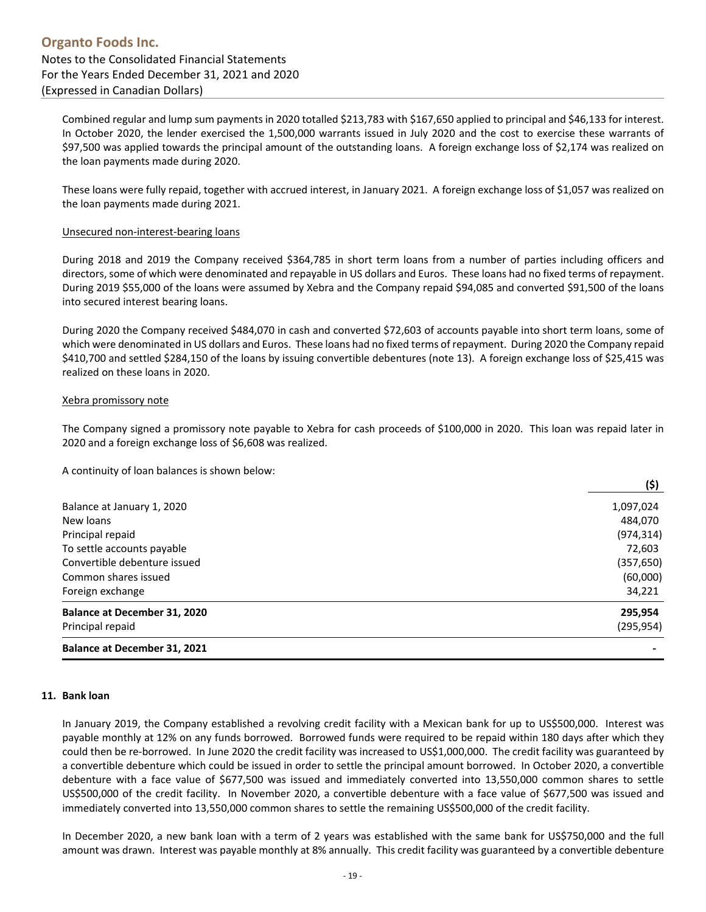Combined regular and lump sum payments in 2020 totalled $213,783 with $167,650 applied to principal and $46,133 for interest. In October 2020, the lender exercised the 1,500,000 warrants issued in July 2020 and the cost to exercise these warrants of $97,500 was applied towards the principal amount of the outstanding loans. A foreign exchange loss of $2,174 was realized on the loan payments made during 2020.

These loans were fully repaid, together with accrued interest, in January 2021. A foreign exchange loss of $1,057 was realized on the loan payments made during 2021.

Unsecured non-interest-bearing loans

During 2018 and 2019 the Company received $364,785 in short term loans from a number of parties including officers and directors, some of which were denominated and repayable in US dollars and Euros. These loans had no fixed terms of repayment. During 2019 $55,000 of the loans were assumed by Xebra and the Company repaid $94,085 and converted $91,500 of the loans into secured interest bearing loans.

During 2020 the Company received $484,070 in cash and converted $72,603 of accounts payable into short term loans, some of which were denominated in US dollars and Euros. These loans had no fixed terms of repayment. During 2020 the Company repaid $410,700 and settled $284,150 of the loans by issuing convertible debentures (note 13). A foreign exchange loss of $25,415 was realized on these loans in 2020.

Xebra promissory note

The Company signed a promissory note payable to Xebra for cash proceeds of $100,000 in 2020. This loan was repaid later in 2020 and a foreign exchange loss of $6,608 was realized.

A continuity of loan balances is shown below:

| | ($) |
|---|---|
| Balance at January 1, 2020 | 1,097,024 |
| New loans | 484,070 |
| Principal repaid | (974,314) |
| To settle accounts payable | 72,603 |
| Convertible debenture issued | (357,650) |
| Common shares issued | (60,000) |
| Foreign exchange | 34,221 |
| **Balance at December 31, 2020** | **295,954** |
| Principal repaid | (295,954) |
| **Balance at December 31, 2021** | **-** |

## 11. Bank loan

In January 2019, the Company established a revolving credit facility with a Mexican bank for up to US$500,000. Interest was payable monthly at 12% on any funds borrowed. Borrowed funds were required to be repaid within 180 days after which they could then be re-borrowed. In June 2020 the credit facility was increased to US$1,000,000. The credit facility was guaranteed by a convertible debenture which could be issued in order to settle the principal amount borrowed. In October 2020, a convertible debenture with a face value of $677,500 was issued and immediately converted into 13,550,000 common shares to settle US$500,000 of the credit facility. In November 2020, a convertible debenture with a face value of $677,500 was issued and immediately converted into 13,550,000 common shares to settle the remaining US$500,000 of the credit facility.

In December 2020, a new bank loan with a term of 2 years was established with the same bank for US$750,000 and the full amount was drawn. Interest was payable monthly at 8% annually. This credit facility was guaranteed by a convertible debenture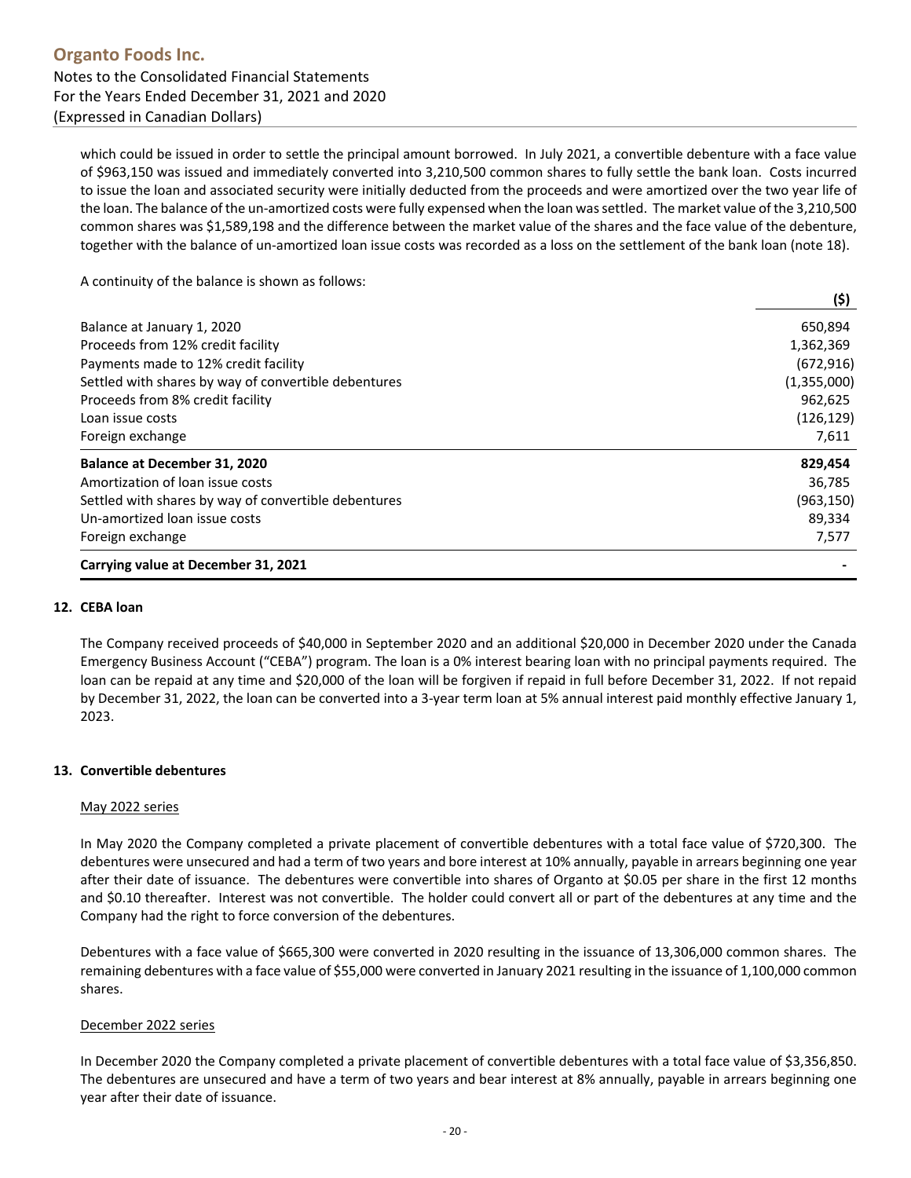which could be issued in order to settle the principal amount borrowed. In July 2021, a convertible debenture with a face value of $963,150 was issued and immediately converted into 3,210,500 common shares to fully settle the bank loan. Costs incurred to issue the loan and associated security were initially deducted from the proceeds and were amortized over the two year life of the loan. The balance of the un-amortized costs were fully expensed when the loan was settled. The market value of the 3,210,500 common shares was $1,589,198 and the difference between the market value of the shares and the face value of the debenture, together with the balance of un-amortized loan issue costs was recorded as a loss on the settlement of the bank loan (note 18).

A continuity of the balance is shown as follows:

| | ($) |
|---|---|
| Balance at January 1, 2020 | 650,894 |
| Proceeds from 12% credit facility | 1,362,369 |
| Payments made to 12% credit facility | (672,916) |
| Settled with shares by way of convertible debentures | (1,355,000) |
| Proceeds from 8% credit facility | 962,625 |
| Loan issue costs | (126,129) |
| Foreign exchange | 7,611 |
| **Balance at December 31, 2020** | **829,454** |
| Amortization of loan issue costs | 36,785 |
| Settled with shares by way of convertible debentures | (963,150) |
| Un-amortized loan issue costs | 89,334 |
| Foreign exchange | 7,577 |
| **Carrying value at December 31, 2021** | **-** |

## 12. CEBA loan

The Company received proceeds of $40,000 in September 2020 and an additional $20,000 in December 2020 under the Canada Emergency Business Account ("CEBA") program. The loan is a 0% interest bearing loan with no principal payments required. The loan can be repaid at any time and $20,000 of the loan will be forgiven if repaid in full before December 31, 2022. If not repaid by December 31, 2022, the loan can be converted into a 3-year term loan at 5% annual interest paid monthly effective January 1, 2023.

## 13. Convertible debentures

May 2022 series

In May 2020 the Company completed a private placement of convertible debentures with a total face value of $720,300. The debentures were unsecured and had a term of two years and bore interest at 10% annually, payable in arrears beginning one year after their date of issuance. The debentures were convertible into shares of Organto at $0.05 per share in the first 12 months and $0.10 thereafter. Interest was not convertible. The holder could convert all or part of the debentures at any time and the Company had the right to force conversion of the debentures.

Debentures with a face value of $665,300 were converted in 2020 resulting in the issuance of 13,306,000 common shares. The remaining debentures with a face value of $55,000 were converted in January 2021 resulting in the issuance of 1,100,000 common shares.

December 2022 series

In December 2020 the Company completed a private placement of convertible debentures with a total face value of $3,356,850. The debentures are unsecured and have a term of two years and bear interest at 8% annually, payable in arrears beginning one year after their date of issuance.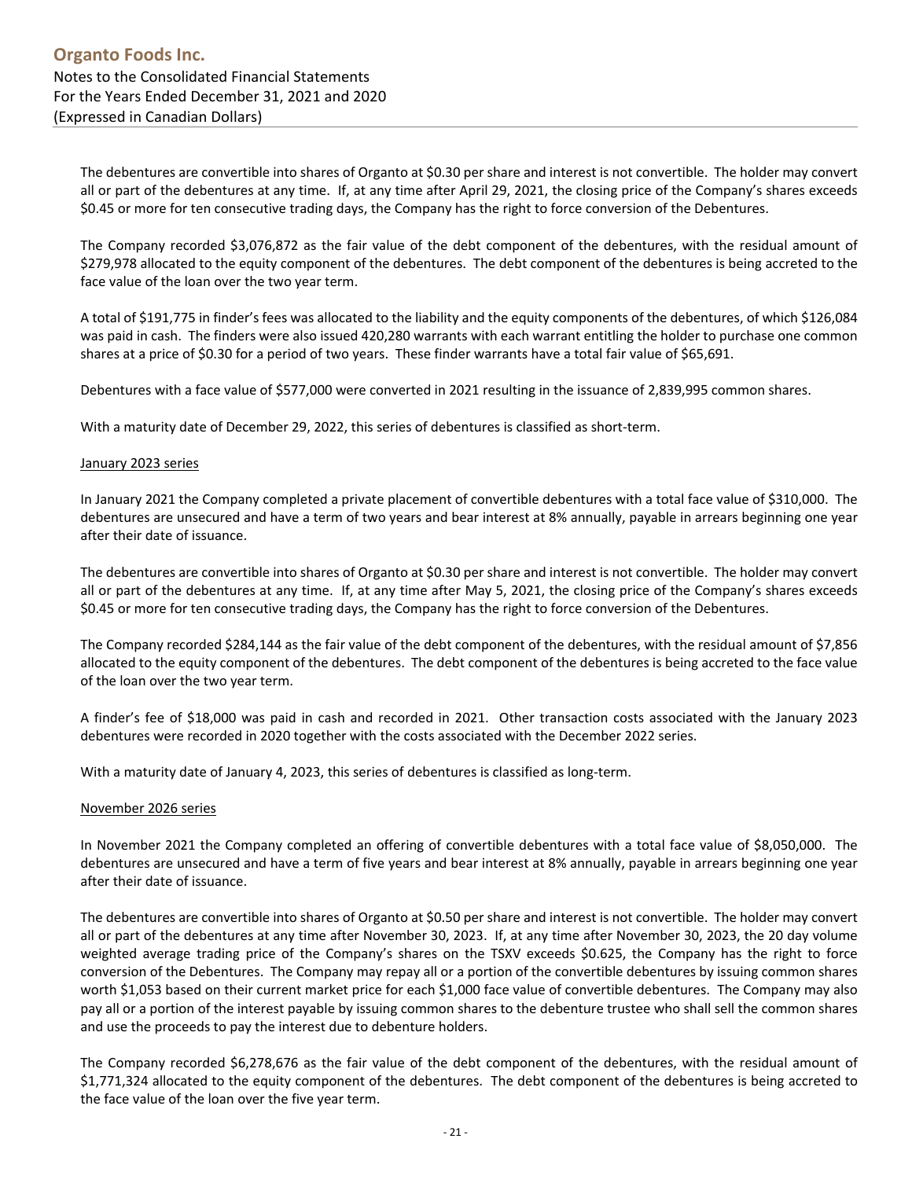The debentures are convertible into shares of Organto at $0.30 per share and interest is not convertible. The holder may convert all or part of the debentures at any time. If, at any time after April 29, 2021, the closing price of the Company's shares exceeds $0.45 or more for ten consecutive trading days, the Company has the right to force conversion of the Debentures.

The Company recorded $3,076,872 as the fair value of the debt component of the debentures, with the residual amount of $279,978 allocated to the equity component of the debentures. The debt component of the debentures is being accreted to the face value of the loan over the two year term.

A total of $191,775 in finder's fees was allocated to the liability and the equity components of the debentures, of which $126,084 was paid in cash. The finders were also issued 420,280 warrants with each warrant entitling the holder to purchase one common shares at a price of $0.30 for a period of two years. These finder warrants have a total fair value of $65,691.

Debentures with a face value of $577,000 were converted in 2021 resulting in the issuance of 2,839,995 common shares.

With a maturity date of December 29, 2022, this series of debentures is classified as short-term.

<u>January 2023 series</u>

In January 2021 the Company completed a private placement of convertible debentures with a total face value of $310,000. The debentures are unsecured and have a term of two years and bear interest at 8% annually, payable in arrears beginning one year after their date of issuance.

The debentures are convertible into shares of Organto at $0.30 per share and interest is not convertible. The holder may convert all or part of the debentures at any time. If, at any time after May 5, 2021, the closing price of the Company's shares exceeds $0.45 or more for ten consecutive trading days, the Company has the right to force conversion of the Debentures.

The Company recorded $284,144 as the fair value of the debt component of the debentures, with the residual amount of $7,856 allocated to the equity component of the debentures. The debt component of the debentures is being accreted to the face value of the loan over the two year term.

A finder's fee of $18,000 was paid in cash and recorded in 2021. Other transaction costs associated with the January 2023 debentures were recorded in 2020 together with the costs associated with the December 2022 series.

With a maturity date of January 4, 2023, this series of debentures is classified as long-term.

<u>November 2026 series</u>

In November 2021 the Company completed an offering of convertible debentures with a total face value of $8,050,000. The debentures are unsecured and have a term of five years and bear interest at 8% annually, payable in arrears beginning one year after their date of issuance.

The debentures are convertible into shares of Organto at $0.50 per share and interest is not convertible. The holder may convert all or part of the debentures at any time after November 30, 2023. If, at any time after November 30, 2023, the 20 day volume weighted average trading price of the Company's shares on the TSXV exceeds $0.625, the Company has the right to force conversion of the Debentures. The Company may repay all or a portion of the convertible debentures by issuing common shares worth $1,053 based on their current market price for each $1,000 face value of convertible debentures. The Company may also pay all or a portion of the interest payable by issuing common shares to the debenture trustee who shall sell the common shares and use the proceeds to pay the interest due to debenture holders.

The Company recorded $6,278,676 as the fair value of the debt component of the debentures, with the residual amount of $1,771,324 allocated to the equity component of the debentures. The debt component of the debentures is being accreted to the face value of the loan over the five year term.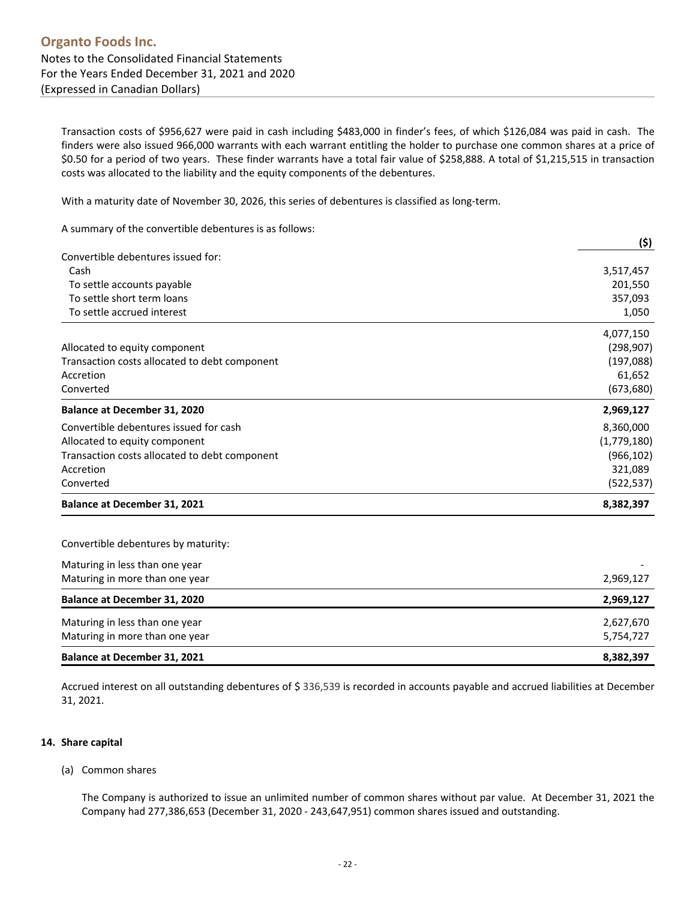Transaction costs of $956,627 were paid in cash including $483,000 in finder's fees, of which $126,084 was paid in cash. The finders were also issued 966,000 warrants with each warrant entitling the holder to purchase one common shares at a price of $0.50 for a period of two years. These finder warrants have a total fair value of $258,888. A total of $1,215,515 in transaction costs was allocated to the liability and the equity components of the debentures.

With a maturity date of November 30, 2026, this series of debentures is classified as long-term.

A summary of the convertible debentures is as follows:

| | ($) |
|---|---|
| Convertible debentures issued for: | |
| Cash | 3,517,457 |
| To settle accounts payable | 201,550 |
| To settle short term loans | 357,093 |
| To settle accrued interest | 1,050 |
| | 4,077,150 |
| Allocated to equity component | (298,907) |
| Transaction costs allocated to debt component | (197,088) |
| Accretion | 61,652 |
| Converted | (673,680) |
| **Balance at December 31, 2020** | **2,969,127** |
| Convertible debentures issued for cash | 8,360,000 |
| Allocated to equity component | (1,779,180) |
| Transaction costs allocated to debt component | (966,102) |
| Accretion | 321,089 |
| Converted | (522,537) |
| **Balance at December 31, 2021** | **8,382,397** |

Convertible debentures by maturity:

| | |
|---|---|
| Maturing in less than one year | - |
| Maturing in more than one year | 2,969,127 |
| **Balance at December 31, 2020** | **2,969,127** |
| Maturing in less than one year | 2,627,670 |
| Maturing in more than one year | 5,754,727 |
| **Balance at December 31, 2021** | **8,382,397** |

Accrued interest on all outstanding debentures of $ 336,539 is recorded in accounts payable and accrued liabilities at December 31, 2021.

## 14. Share capital

(a) Common shares

The Company is authorized to issue an unlimited number of common shares without par value. At December 31, 2021 the Company had 277,386,653 (December 31, 2020 - 243,647,951) common shares issued and outstanding.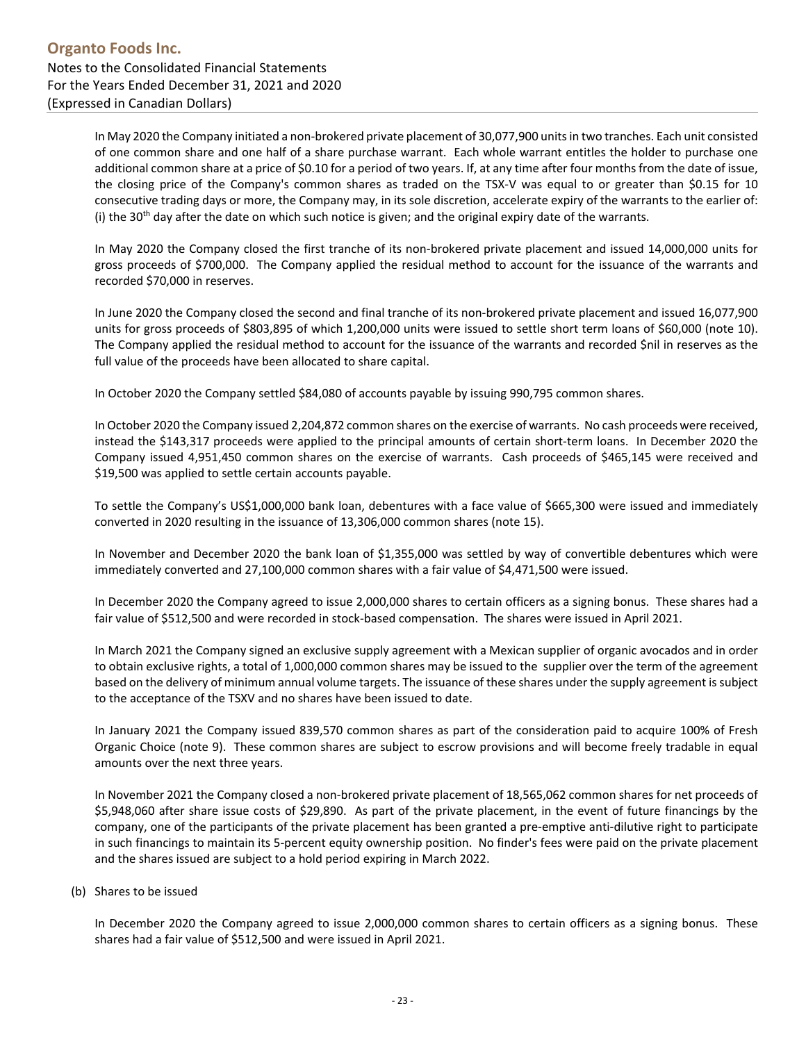In May 2020 the Company initiated a non-brokered private placement of 30,077,900 units in two tranches. Each unit consisted of one common share and one half of a share purchase warrant. Each whole warrant entitles the holder to purchase one additional common share at a price of $0.10 for a period of two years. If, at any time after four months from the date of issue, the closing price of the Company's common shares as traded on the TSX-V was equal to or greater than $0.15 for 10 consecutive trading days or more, the Company may, in its sole discretion, accelerate expiry of the warrants to the earlier of: (i) the 30th day after the date on which such notice is given; and the original expiry date of the warrants.

In May 2020 the Company closed the first tranche of its non-brokered private placement and issued 14,000,000 units for gross proceeds of $700,000. The Company applied the residual method to account for the issuance of the warrants and recorded $70,000 in reserves.

In June 2020 the Company closed the second and final tranche of its non-brokered private placement and issued 16,077,900 units for gross proceeds of $803,895 of which 1,200,000 units were issued to settle short term loans of $60,000 (note 10). The Company applied the residual method to account for the issuance of the warrants and recorded $nil in reserves as the full value of the proceeds have been allocated to share capital.

In October 2020 the Company settled $84,080 of accounts payable by issuing 990,795 common shares.

In October 2020 the Company issued 2,204,872 common shares on the exercise of warrants. No cash proceeds were received, instead the $143,317 proceeds were applied to the principal amounts of certain short-term loans. In December 2020 the Company issued 4,951,450 common shares on the exercise of warrants. Cash proceeds of $465,145 were received and $19,500 was applied to settle certain accounts payable.

To settle the Company's US$1,000,000 bank loan, debentures with a face value of $665,300 were issued and immediately converted in 2020 resulting in the issuance of 13,306,000 common shares (note 15).

In November and December 2020 the bank loan of $1,355,000 was settled by way of convertible debentures which were immediately converted and 27,100,000 common shares with a fair value of $4,471,500 were issued.

In December 2020 the Company agreed to issue 2,000,000 shares to certain officers as a signing bonus. These shares had a fair value of $512,500 and were recorded in stock-based compensation. The shares were issued in April 2021.

In March 2021 the Company signed an exclusive supply agreement with a Mexican supplier of organic avocados and in order to obtain exclusive rights, a total of 1,000,000 common shares may be issued to the supplier over the term of the agreement based on the delivery of minimum annual volume targets. The issuance of these shares under the supply agreement is subject to the acceptance of the TSXV and no shares have been issued to date.

In January 2021 the Company issued 839,570 common shares as part of the consideration paid to acquire 100% of Fresh Organic Choice (note 9). These common shares are subject to escrow provisions and will become freely tradable in equal amounts over the next three years.

In November 2021 the Company closed a non-brokered private placement of 18,565,062 common shares for net proceeds of $5,948,060 after share issue costs of $29,890. As part of the private placement, in the event of future financings by the company, one of the participants of the private placement has been granted a pre-emptive anti-dilutive right to participate in such financings to maintain its 5-percent equity ownership position. No finder's fees were paid on the private placement and the shares issued are subject to a hold period expiring in March 2022.

(b) Shares to be issued

In December 2020 the Company agreed to issue 2,000,000 common shares to certain officers as a signing bonus. These shares had a fair value of $512,500 and were issued in April 2021.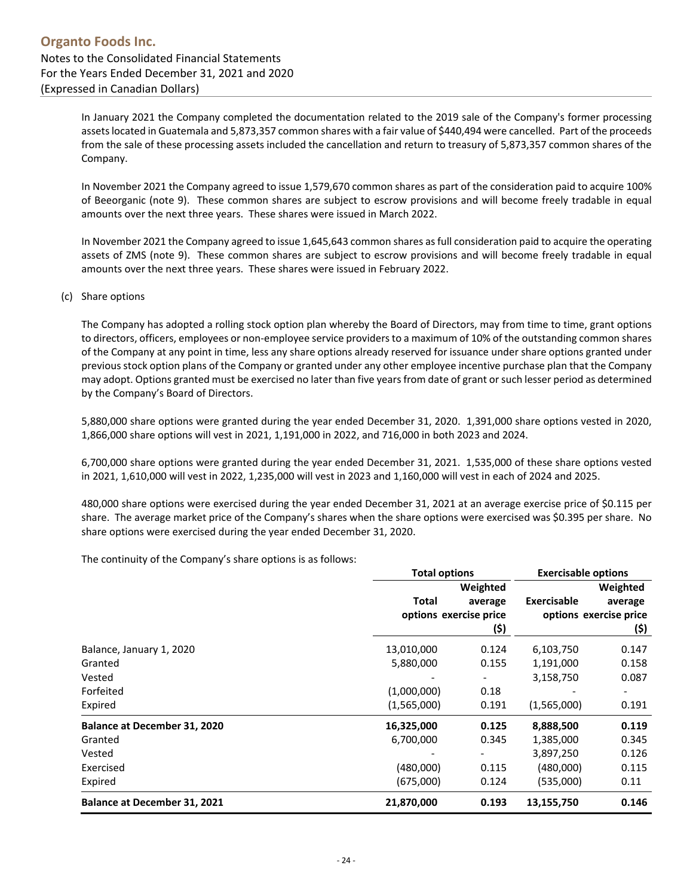In January 2021 the Company completed the documentation related to the 2019 sale of the Company's former processing assets located in Guatemala and 5,873,357 common shares with a fair value of $440,494 were cancelled. Part of the proceeds from the sale of these processing assets included the cancellation and return to treasury of 5,873,357 common shares of the Company.

In November 2021 the Company agreed to issue 1,579,670 common shares as part of the consideration paid to acquire 100% of Beeorganic (note 9). These common shares are subject to escrow provisions and will become freely tradable in equal amounts over the next three years. These shares were issued in March 2022.

In November 2021 the Company agreed to issue 1,645,643 common shares as full consideration paid to acquire the operating assets of ZMS (note 9). These common shares are subject to escrow provisions and will become freely tradable in equal amounts over the next three years. These shares were issued in February 2022.

(c) Share options

The Company has adopted a rolling stock option plan whereby the Board of Directors, may from time to time, grant options to directors, officers, employees or non-employee service providers to a maximum of 10% of the outstanding common shares of the Company at any point in time, less any share options already reserved for issuance under share options granted under previous stock option plans of the Company or granted under any other employee incentive purchase plan that the Company may adopt. Options granted must be exercised no later than five years from date of grant or such lesser period as determined by the Company's Board of Directors.

5,880,000 share options were granted during the year ended December 31, 2020. 1,391,000 share options vested in 2020, 1,866,000 share options will vest in 2021, 1,191,000 in 2022, and 716,000 in both 2023 and 2024.

6,700,000 share options were granted during the year ended December 31, 2021. 1,535,000 of these share options vested in 2021, 1,610,000 will vest in 2022, 1,235,000 will vest in 2023 and 1,160,000 will vest in each of 2024 and 2025.

480,000 share options were exercised during the year ended December 31, 2021 at an average exercise price of $0.115 per share. The average market price of the Company's shares when the share options were exercised was $0.395 per share. No share options were exercised during the year ended December 31, 2020.

The continuity of the Company's share options is as follows:

| | Total options | | Exercisable options | |
|---|---|---|---|---|
| | Total options | Weighted average exercise price ($) | Exercisable options | Weighted average exercise price ($) |
| Balance, January 1, 2020 | 13,010,000 | 0.124 | 6,103,750 | 0.147 |
| Granted | 5,880,000 | 0.155 | 1,191,000 | 0.158 |
| Vested | - | - | 3,158,750 | 0.087 |
| Forfeited | (1,000,000) | 0.18 | - | - |
| Expired | (1,565,000) | 0.191 | (1,565,000) | 0.191 |
| **Balance at December 31, 2020** | **16,325,000** | **0.125** | **8,888,500** | **0.119** |
| Granted | 6,700,000 | 0.345 | 1,385,000 | 0.345 |
| Vested | - | - | 3,897,250 | 0.126 |
| Exercised | (480,000) | 0.115 | (480,000) | 0.115 |
| Expired | (675,000) | 0.124 | (535,000) | 0.11 |
| **Balance at December 31, 2021** | **21,870,000** | **0.193** | **13,155,750** | **0.146** |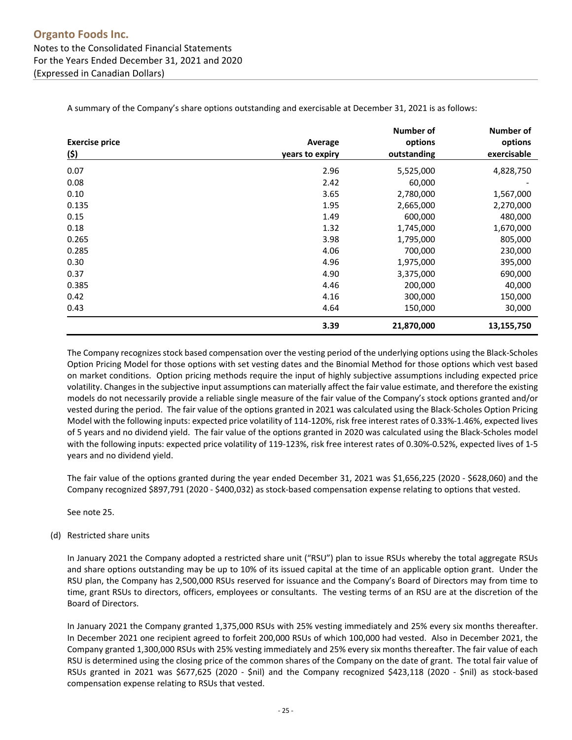A summary of the Company's share options outstanding and exercisable at December 31, 2021 is as follows:

| Exercise price ($) | Average years to expiry | Number of options outstanding | Number of options exercisable |
|---|---|---|---|
| 0.07 | 2.96 | 5,525,000 | 4,828,750 |
| 0.08 | 2.42 | 60,000 | - |
| 0.10 | 3.65 | 2,780,000 | 1,567,000 |
| 0.135 | 1.95 | 2,665,000 | 2,270,000 |
| 0.15 | 1.49 | 600,000 | 480,000 |
| 0.18 | 1.32 | 1,745,000 | 1,670,000 |
| 0.265 | 3.98 | 1,795,000 | 805,000 |
| 0.285 | 4.06 | 700,000 | 230,000 |
| 0.30 | 4.96 | 1,975,000 | 395,000 |
| 0.37 | 4.90 | 3,375,000 | 690,000 |
| 0.385 | 4.46 | 200,000 | 40,000 |
| 0.42 | 4.16 | 300,000 | 150,000 |
| 0.43 | 4.64 | 150,000 | 30,000 |
| | **3.39** | **21,870,000** | **13,155,750** |

The Company recognizes stock based compensation over the vesting period of the underlying options using the Black-Scholes Option Pricing Model for those options with set vesting dates and the Binomial Method for those options which vest based on market conditions. Option pricing methods require the input of highly subjective assumptions including expected price volatility. Changes in the subjective input assumptions can materially affect the fair value estimate, and therefore the existing models do not necessarily provide a reliable single measure of the fair value of the Company's stock options granted and/or vested during the period. The fair value of the options granted in 2021 was calculated using the Black-Scholes Option Pricing Model with the following inputs: expected price volatility of 114-120%, risk free interest rates of 0.33%-1.46%, expected lives of 5 years and no dividend yield. The fair value of the options granted in 2020 was calculated using the Black-Scholes model with the following inputs: expected price volatility of 119-123%, risk free interest rates of 0.30%-0.52%, expected lives of 1-5 years and no dividend yield.

The fair value of the options granted during the year ended December 31, 2021 was $1,656,225 (2020 - $628,060) and the Company recognized $897,791 (2020 - $400,032) as stock-based compensation expense relating to options that vested.

See note 25.

(d) Restricted share units

In January 2021 the Company adopted a restricted share unit ("RSU") plan to issue RSUs whereby the total aggregate RSUs and share options outstanding may be up to 10% of its issued capital at the time of an applicable option grant. Under the RSU plan, the Company has 2,500,000 RSUs reserved for issuance and the Company's Board of Directors may from time to time, grant RSUs to directors, officers, employees or consultants. The vesting terms of an RSU are at the discretion of the Board of Directors.

In January 2021 the Company granted 1,375,000 RSUs with 25% vesting immediately and 25% every six months thereafter. In December 2021 one recipient agreed to forfeit 200,000 RSUs of which 100,000 had vested. Also in December 2021, the Company granted 1,300,000 RSUs with 25% vesting immediately and 25% every six months thereafter. The fair value of each RSU is determined using the closing price of the common shares of the Company on the date of grant. The total fair value of RSUs granted in 2021 was $677,625 (2020 - $nil) and the Company recognized $423,118 (2020 - $nil) as stock-based compensation expense relating to RSUs that vested.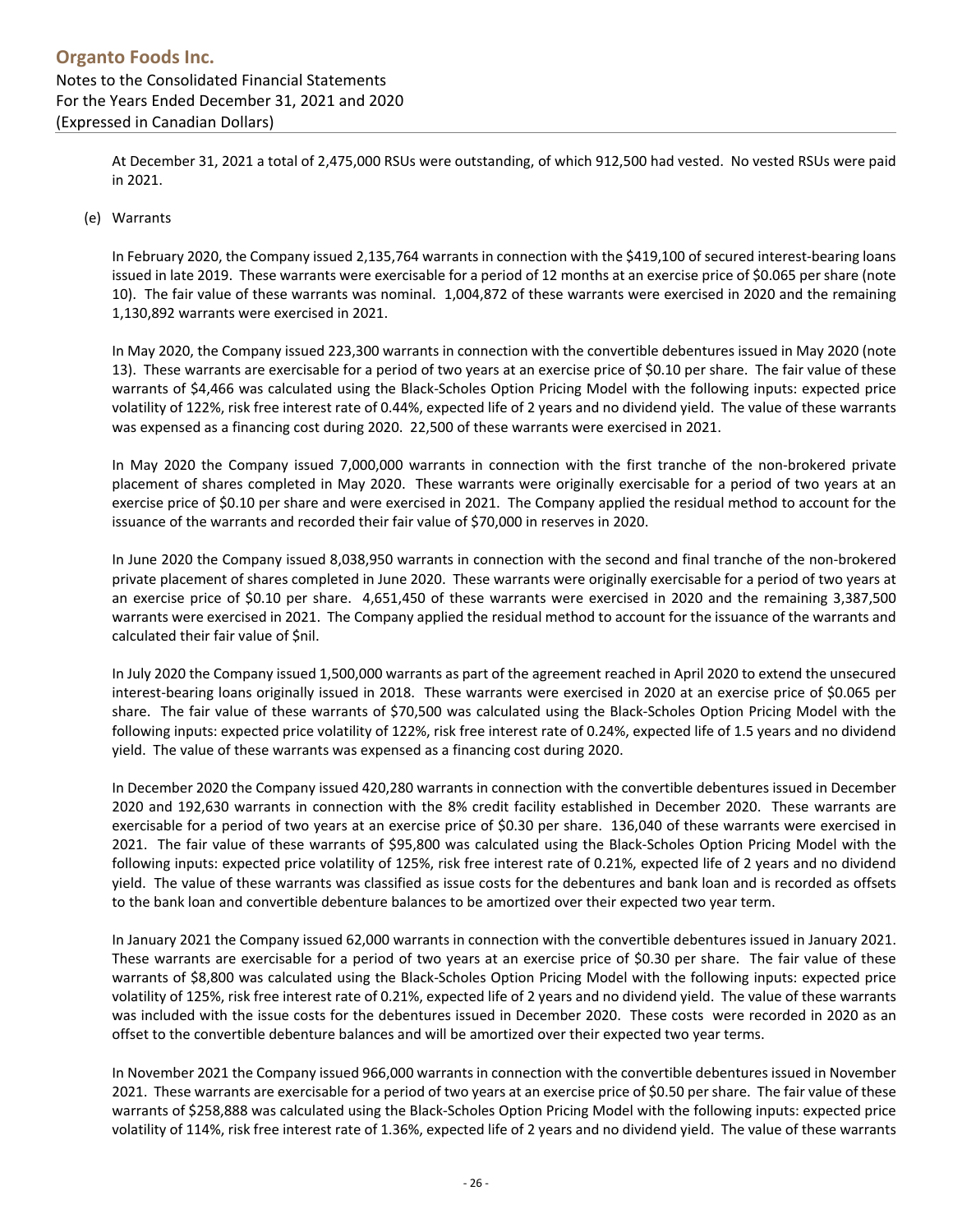At December 31, 2021 a total of 2,475,000 RSUs were outstanding, of which 912,500 had vested. No vested RSUs were paid in 2021.

(e) Warrants

In February 2020, the Company issued 2,135,764 warrants in connection with the $419,100 of secured interest-bearing loans issued in late 2019. These warrants were exercisable for a period of 12 months at an exercise price of $0.065 per share (note 10). The fair value of these warrants was nominal. 1,004,872 of these warrants were exercised in 2020 and the remaining 1,130,892 warrants were exercised in 2021.

In May 2020, the Company issued 223,300 warrants in connection with the convertible debentures issued in May 2020 (note 13). These warrants are exercisable for a period of two years at an exercise price of $0.10 per share. The fair value of these warrants of $4,466 was calculated using the Black-Scholes Option Pricing Model with the following inputs: expected price volatility of 122%, risk free interest rate of 0.44%, expected life of 2 years and no dividend yield. The value of these warrants was expensed as a financing cost during 2020. 22,500 of these warrants were exercised in 2021.

In May 2020 the Company issued 7,000,000 warrants in connection with the first tranche of the non-brokered private placement of shares completed in May 2020. These warrants were originally exercisable for a period of two years at an exercise price of $0.10 per share and were exercised in 2021. The Company applied the residual method to account for the issuance of the warrants and recorded their fair value of $70,000 in reserves in 2020.

In June 2020 the Company issued 8,038,950 warrants in connection with the second and final tranche of the non-brokered private placement of shares completed in June 2020. These warrants were originally exercisable for a period of two years at an exercise price of $0.10 per share. 4,651,450 of these warrants were exercised in 2020 and the remaining 3,387,500 warrants were exercised in 2021. The Company applied the residual method to account for the issuance of the warrants and calculated their fair value of $nil.

In July 2020 the Company issued 1,500,000 warrants as part of the agreement reached in April 2020 to extend the unsecured interest-bearing loans originally issued in 2018. These warrants were exercised in 2020 at an exercise price of $0.065 per share. The fair value of these warrants of $70,500 was calculated using the Black-Scholes Option Pricing Model with the following inputs: expected price volatility of 122%, risk free interest rate of 0.24%, expected life of 1.5 years and no dividend yield. The value of these warrants was expensed as a financing cost during 2020.

In December 2020 the Company issued 420,280 warrants in connection with the convertible debentures issued in December 2020 and 192,630 warrants in connection with the 8% credit facility established in December 2020. These warrants are exercisable for a period of two years at an exercise price of $0.30 per share. 136,040 of these warrants were exercised in 2021. The fair value of these warrants of $95,800 was calculated using the Black-Scholes Option Pricing Model with the following inputs: expected price volatility of 125%, risk free interest rate of 0.21%, expected life of 2 years and no dividend yield. The value of these warrants was classified as issue costs for the debentures and bank loan and is recorded as offsets to the bank loan and convertible debenture balances to be amortized over their expected two year term.

In January 2021 the Company issued 62,000 warrants in connection with the convertible debentures issued in January 2021. These warrants are exercisable for a period of two years at an exercise price of $0.30 per share. The fair value of these warrants of $8,800 was calculated using the Black-Scholes Option Pricing Model with the following inputs: expected price volatility of 125%, risk free interest rate of 0.21%, expected life of 2 years and no dividend yield. The value of these warrants was included with the issue costs for the debentures issued in December 2020. These costs were recorded in 2020 as an offset to the convertible debenture balances and will be amortized over their expected two year terms.

In November 2021 the Company issued 966,000 warrants in connection with the convertible debentures issued in November 2021. These warrants are exercisable for a period of two years at an exercise price of $0.50 per share. The fair value of these warrants of $258,888 was calculated using the Black-Scholes Option Pricing Model with the following inputs: expected price volatility of 114%, risk free interest rate of 1.36%, expected life of 2 years and no dividend yield. The value of these warrants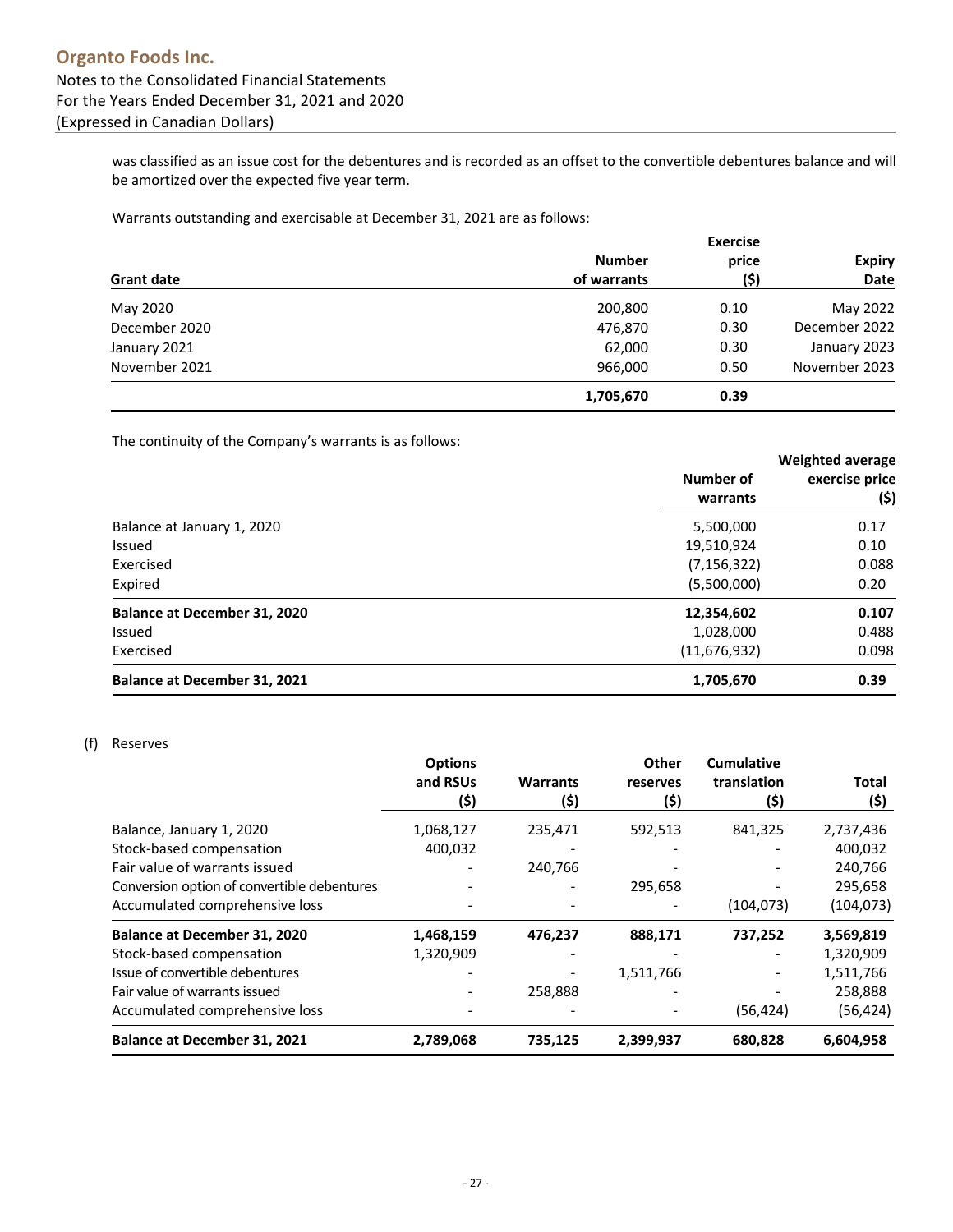was classified as an issue cost for the debentures and is recorded as an offset to the convertible debentures balance and will be amortized over the expected five year term.

Warrants outstanding and exercisable at December 31, 2021 are as follows:

| Grant date | Number of warrants | Exercise price ($) | Expiry Date |
|---|---|---|---|
| May 2020 | 200,800 | 0.10 | May 2022 |
| December 2020 | 476,870 | 0.30 | December 2022 |
| January 2021 | 62,000 | 0.30 | January 2023 |
| November 2021 | 966,000 | 0.50 | November 2023 |
| | **1,705,670** | **0.39** | |

The continuity of the Company's warrants is as follows:

| | Number of warrants | Weighted average exercise price ($) |
|---|---|---|
| Balance at January 1, 2020 | 5,500,000 | 0.17 |
| Issued | 19,510,924 | 0.10 |
| Exercised | (7,156,322) | 0.088 |
| Expired | (5,500,000) | 0.20 |
| **Balance at December 31, 2020** | **12,354,602** | **0.107** |
| Issued | 1,028,000 | 0.488 |
| Exercised | (11,676,932) | 0.098 |
| **Balance at December 31, 2021** | **1,705,670** | **0.39** |

(f) Reserves

| | Options and RSUs ($) | Warrants ($) | Other reserves ($) | Cumulative translation ($) | Total ($) |
|---|---|---|---|---|---|
| Balance, January 1, 2020 | 1,068,127 | 235,471 | 592,513 | 841,325 | 2,737,436 |
| Stock-based compensation | 400,032 | - | - | - | 400,032 |
| Fair value of warrants issued | - | 240,766 | - | - | 240,766 |
| Conversion option of convertible debentures | - | - | 295,658 | - | 295,658 |
| Accumulated comprehensive loss | - | - | - | (104,073) | (104,073) |
| **Balance at December 31, 2020** | **1,468,159** | **476,237** | **888,171** | **737,252** | **3,569,819** |
| Stock-based compensation | 1,320,909 | - | - | - | 1,320,909 |
| Issue of convertible debentures | - | - | 1,511,766 | - | 1,511,766 |
| Fair value of warrants issued | - | 258,888 | - | - | 258,888 |
| Accumulated comprehensive loss | - | - | - | (56,424) | (56,424) |
| **Balance at December 31, 2021** | **2,789,068** | **735,125** | **2,399,937** | **680,828** | **6,604,958** |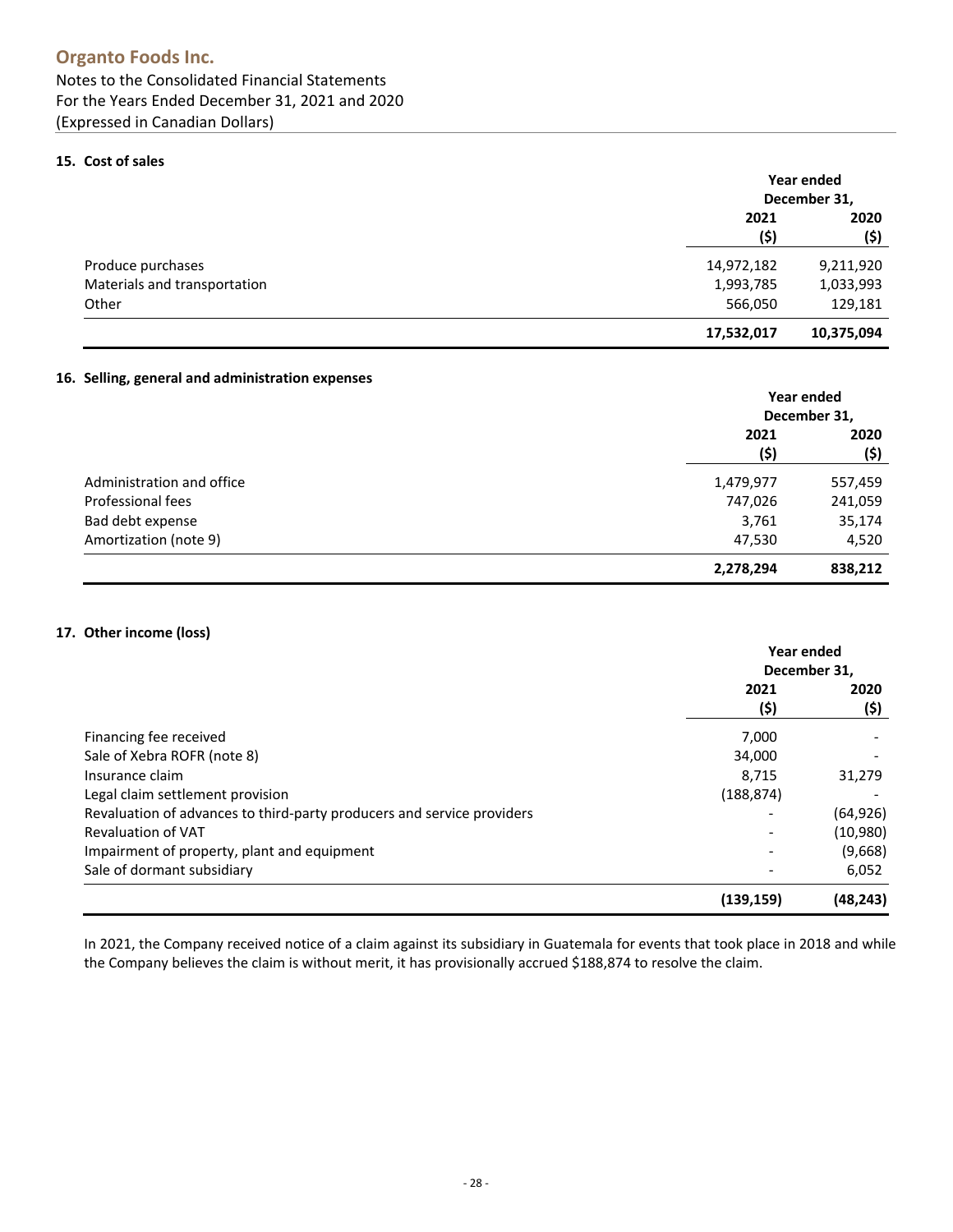## 15. Cost of sales

| | Year ended December 31, 2021 ($) | Year ended December 31, 2020 ($) |
|---|---|---|
| Produce purchases | 14,972,182 | 9,211,920 |
| Materials and transportation | 1,993,785 | 1,033,993 |
| Other | 566,050 | 129,181 |
| | **17,532,017** | **10,375,094** |

## 16. Selling, general and administration expenses

| | Year ended December 31, 2021 ($) | Year ended December 31, 2020 ($) |
|---|---|---|
| Administration and office | 1,479,977 | 557,459 |
| Professional fees | 747,026 | 241,059 |
| Bad debt expense | 3,761 | 35,174 |
| Amortization (note 9) | 47,530 | 4,520 |
| | **2,278,294** | **838,212** |

## 17. Other income (loss)

| | Year ended December 31, 2021 ($) | Year ended December 31, 2020 ($) |
|---|---|---|
| Financing fee received | 7,000 | - |
| Sale of Xebra ROFR (note 8) | 34,000 | - |
| Insurance claim | 8,715 | 31,279 |
| Legal claim settlement provision | (188,874) | - |
| Revaluation of advances to third-party producers and service providers | - | (64,926) |
| Revaluation of VAT | - | (10,980) |
| Impairment of property, plant and equipment | - | (9,668) |
| Sale of dormant subsidiary | - | 6,052 |
| | **(139,159)** | **(48,243)** |

In 2021, the Company received notice of a claim against its subsidiary in Guatemala for events that took place in 2018 and while the Company believes the claim is without merit, it has provisionally accrued $188,874 to resolve the claim.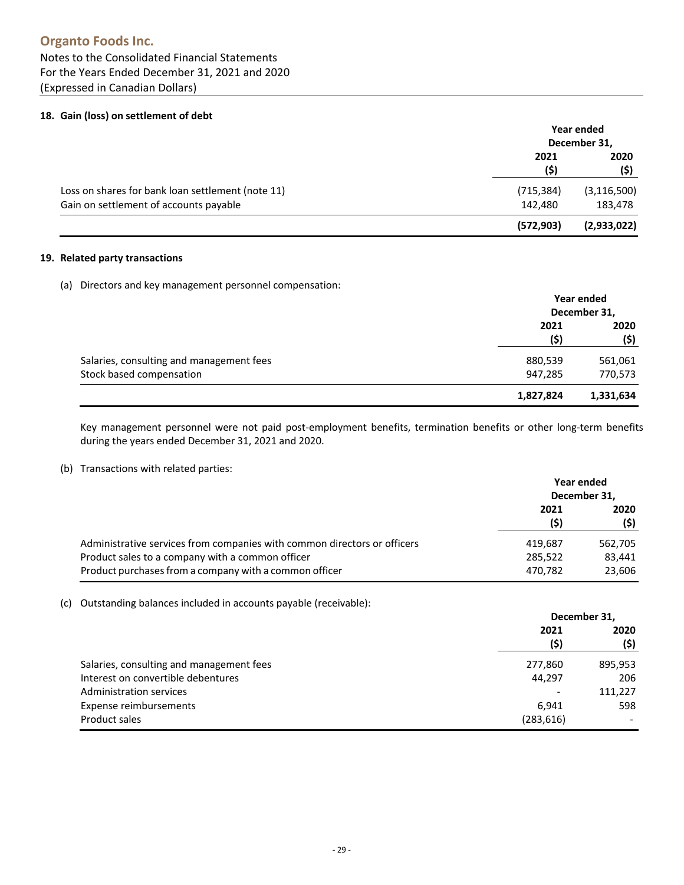## 18. Gain (loss) on settlement of debt

| | Year ended December 31, 2021 ($) | Year ended December 31, 2020 ($) |
|---|---|---|
| Loss on shares for bank loan settlement (note 11) | (715,384) | (3,116,500) |
| Gain on settlement of accounts payable | 142,480 | 183,478 |
| | **(572,903)** | **(2,933,022)** |

## 19. Related party transactions

(a) Directors and key management personnel compensation:

| | Year ended December 31, 2021 ($) | Year ended December 31, 2020 ($) |
|---|---|---|
| Salaries, consulting and management fees | 880,539 | 561,061 |
| Stock based compensation | 947,285 | 770,573 |
| | **1,827,824** | **1,331,634** |

Key management personnel were not paid post-employment benefits, termination benefits or other long-term benefits during the years ended December 31, 2021 and 2020.

(b) Transactions with related parties:

| | Year ended December 31, 2021 ($) | Year ended December 31, 2020 ($) |
|---|---|---|
| Administrative services from companies with common directors or officers | 419,687 | 562,705 |
| Product sales to a company with a common officer | 285,522 | 83,441 |
| Product purchases from a company with a common officer | 470,782 | 23,606 |

(c) Outstanding balances included in accounts payable (receivable):

| | December 31, 2021 ($) | December 31, 2020 ($) |
|---|---|---|
| Salaries, consulting and management fees | 277,860 | 895,953 |
| Interest on convertible debentures | 44,297 | 206 |
| Administration services | - | 111,227 |
| Expense reimbursements | 6,941 | 598 |
| Product sales | (283,616) | - |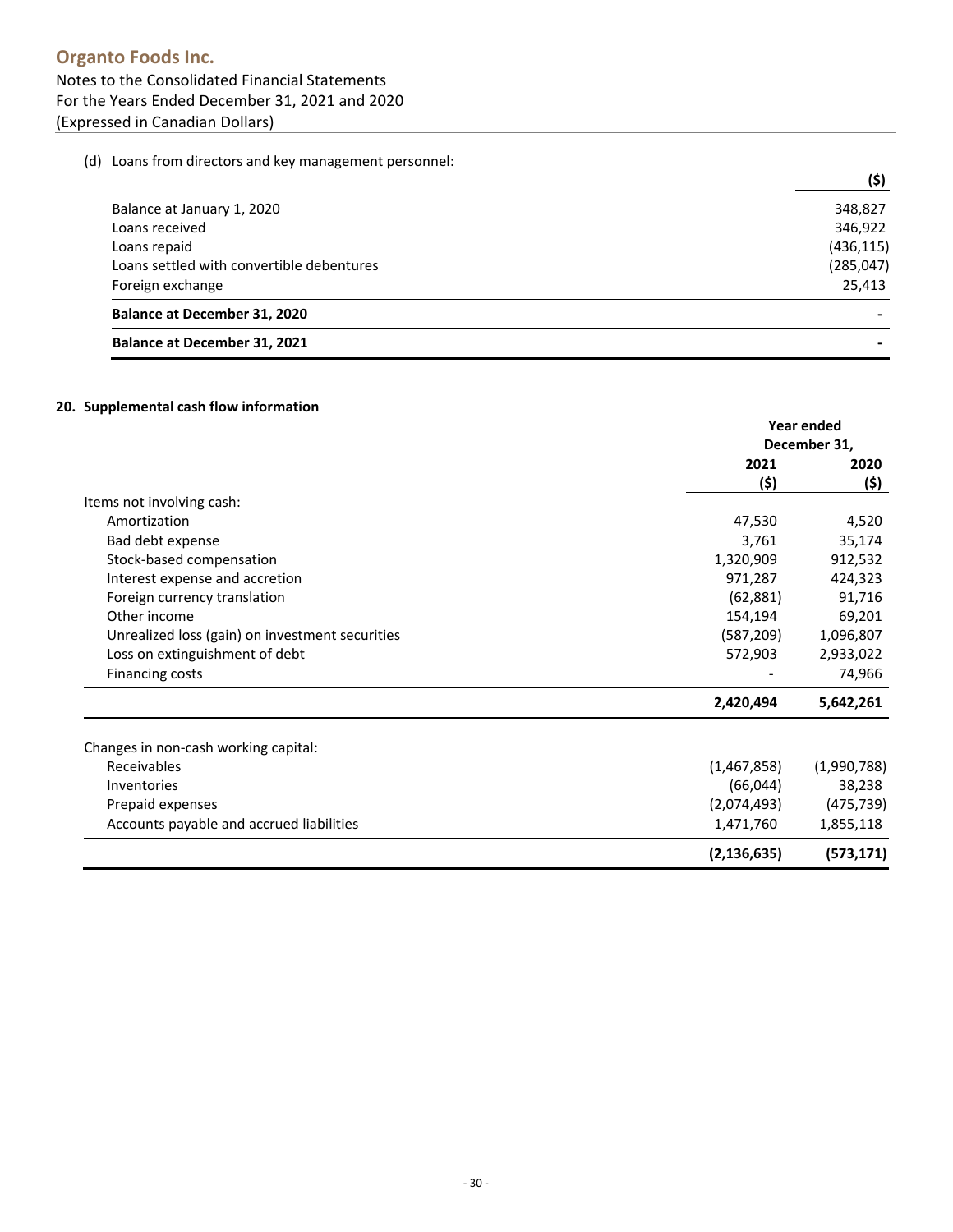(d) Loans from directors and key management personnel:

| | ($) |
|---|---|
| Balance at January 1, 2020 | 348,827 |
| Loans received | 346,922 |
| Loans repaid | (436,115) |
| Loans settled with convertible debentures | (285,047) |
| Foreign exchange | 25,413 |
| **Balance at December 31, 2020** | **-** |
| **Balance at December 31, 2021** | **-** |

## 20. Supplemental cash flow information

| | Year ended December 31, 2021 ($) | Year ended December 31, 2020 ($) |
|---|---|---|
| Items not involving cash: | | |
| Amortization | 47,530 | 4,520 |
| Bad debt expense | 3,761 | 35,174 |
| Stock-based compensation | 1,320,909 | 912,532 |
| Interest expense and accretion | 971,287 | 424,323 |
| Foreign currency translation | (62,881) | 91,716 |
| Other income | 154,194 | 69,201 |
| Unrealized loss (gain) on investment securities | (587,209) | 1,096,807 |
| Loss on extinguishment of debt | 572,903 | 2,933,022 |
| Financing costs | - | 74,966 |
| | **2,420,494** | **5,642,261** |
| Changes in non-cash working capital: | | |
| Receivables | (1,467,858) | (1,990,788) |
| Inventories | (66,044) | 38,238 |
| Prepaid expenses | (2,074,493) | (475,739) |
| Accounts payable and accrued liabilities | 1,471,760 | 1,855,118 |
| | **(2,136,635)** | **(573,171)** |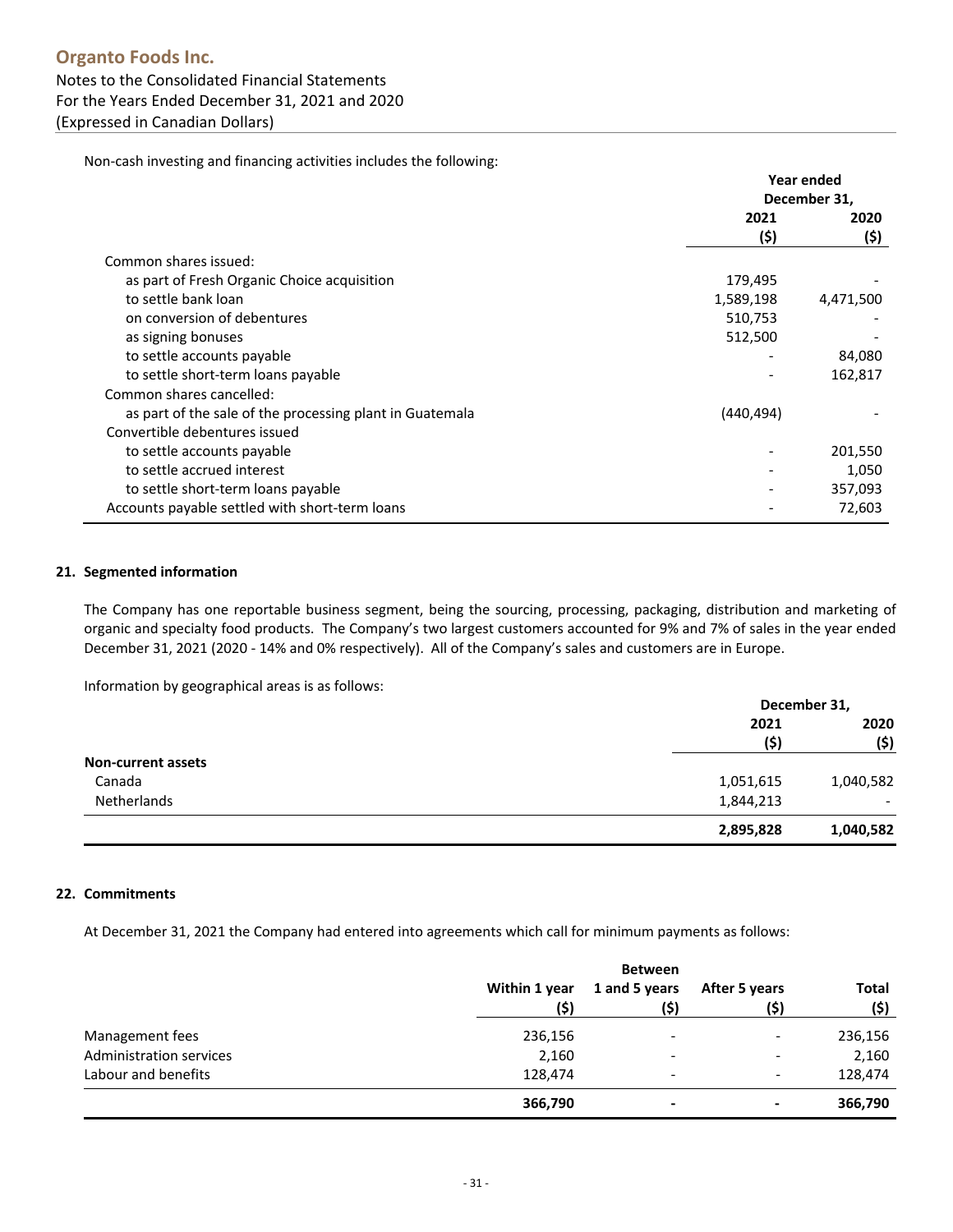Non-cash investing and financing activities includes the following:

| | Year ended December 31, 2021 ($) | Year ended December 31, 2020 ($) |
|---|---|---|
| Common shares issued: | | |
| as part of Fresh Organic Choice acquisition | 179,495 | - |
| to settle bank loan | 1,589,198 | 4,471,500 |
| on conversion of debentures | 510,753 | - |
| as signing bonuses | 512,500 | - |
| to settle accounts payable | - | 84,080 |
| to settle short-term loans payable | - | 162,817 |
| Common shares cancelled: | | |
| as part of the sale of the processing plant in Guatemala | (440,494) | - |
| Convertible debentures issued | | |
| to settle accounts payable | - | 201,550 |
| to settle accrued interest | - | 1,050 |
| to settle short-term loans payable | - | 357,093 |
| Accounts payable settled with short-term loans | - | 72,603 |

## 21. Segmented information

The Company has one reportable business segment, being the sourcing, processing, packaging, distribution and marketing of organic and specialty food products. The Company's two largest customers accounted for 9% and 7% of sales in the year ended December 31, 2021 (2020 - 14% and 0% respectively). All of the Company's sales and customers are in Europe.

Information by geographical areas is as follows:

| | December 31, 2021 ($) | December 31, 2020 ($) |
|---|---|---|
| **Non-current assets** | | |
| Canada | 1,051,615 | 1,040,582 |
| Netherlands | 1,844,213 | - |
| | **2,895,828** | **1,040,582** |

## 22. Commitments

At December 31, 2021 the Company had entered into agreements which call for minimum payments as follows:

| | Within 1 year ($) | Between 1 and 5 years ($) | After 5 years ($) | Total ($) |
|---|---|---|---|---|
| Management fees | 236,156 | - | - | 236,156 |
| Administration services | 2,160 | - | - | 2,160 |
| Labour and benefits | 128,474 | - | - | 128,474 |
| | **366,790** | **-** | **-** | **366,790** |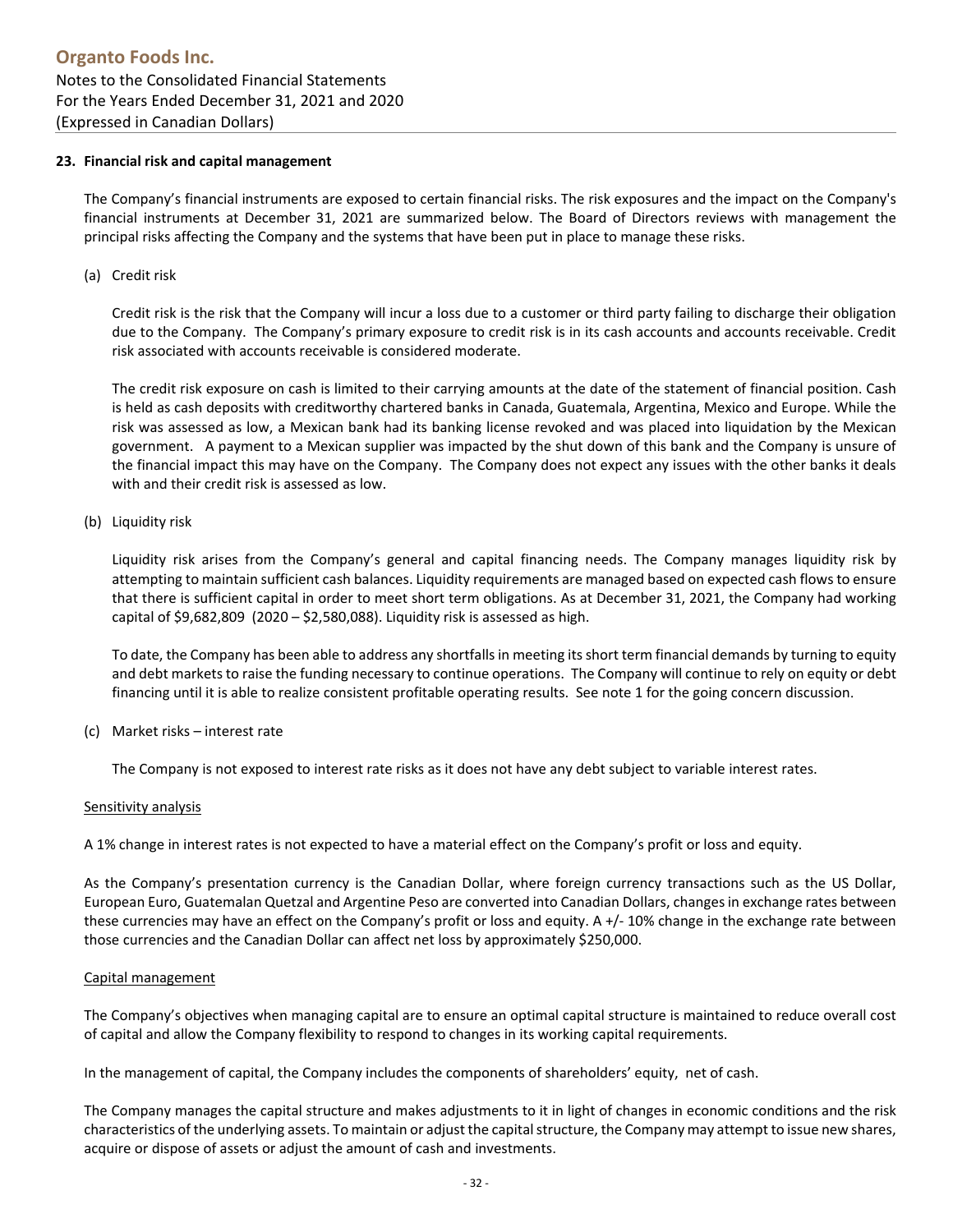## 23. Financial risk and capital management

The Company's financial instruments are exposed to certain financial risks. The risk exposures and the impact on the Company's financial instruments at December 31, 2021 are summarized below. The Board of Directors reviews with management the principal risks affecting the Company and the systems that have been put in place to manage these risks.

(a) Credit risk

Credit risk is the risk that the Company will incur a loss due to a customer or third party failing to discharge their obligation due to the Company. The Company's primary exposure to credit risk is in its cash accounts and accounts receivable. Credit risk associated with accounts receivable is considered moderate.

The credit risk exposure on cash is limited to their carrying amounts at the date of the statement of financial position. Cash is held as cash deposits with creditworthy chartered banks in Canada, Guatemala, Argentina, Mexico and Europe. While the risk was assessed as low, a Mexican bank had its banking license revoked and was placed into liquidation by the Mexican government. A payment to a Mexican supplier was impacted by the shut down of this bank and the Company is unsure of the financial impact this may have on the Company. The Company does not expect any issues with the other banks it deals with and their credit risk is assessed as low.

(b) Liquidity risk

Liquidity risk arises from the Company's general and capital financing needs. The Company manages liquidity risk by attempting to maintain sufficient cash balances. Liquidity requirements are managed based on expected cash flows to ensure that there is sufficient capital in order to meet short term obligations. As at December 31, 2021, the Company had working capital of $9,682,809 (2020 – $2,580,088). Liquidity risk is assessed as high.

To date, the Company has been able to address any shortfalls in meeting its short term financial demands by turning to equity and debt markets to raise the funding necessary to continue operations. The Company will continue to rely on equity or debt financing until it is able to realize consistent profitable operating results. See note 1 for the going concern discussion.

(c) Market risks – interest rate

The Company is not exposed to interest rate risks as it does not have any debt subject to variable interest rates.

<u>Sensitivity analysis</u>

A 1% change in interest rates is not expected to have a material effect on the Company's profit or loss and equity.

As the Company's presentation currency is the Canadian Dollar, where foreign currency transactions such as the US Dollar, European Euro, Guatemalan Quetzal and Argentine Peso are converted into Canadian Dollars, changes in exchange rates between these currencies may have an effect on the Company's profit or loss and equity. A +/- 10% change in the exchange rate between those currencies and the Canadian Dollar can affect net loss by approximately $250,000.

<u>Capital management</u>

The Company's objectives when managing capital are to ensure an optimal capital structure is maintained to reduce overall cost of capital and allow the Company flexibility to respond to changes in its working capital requirements.

In the management of capital, the Company includes the components of shareholders' equity, net of cash.

The Company manages the capital structure and makes adjustments to it in light of changes in economic conditions and the risk characteristics of the underlying assets. To maintain or adjust the capital structure, the Company may attempt to issue new shares, acquire or dispose of assets or adjust the amount of cash and investments.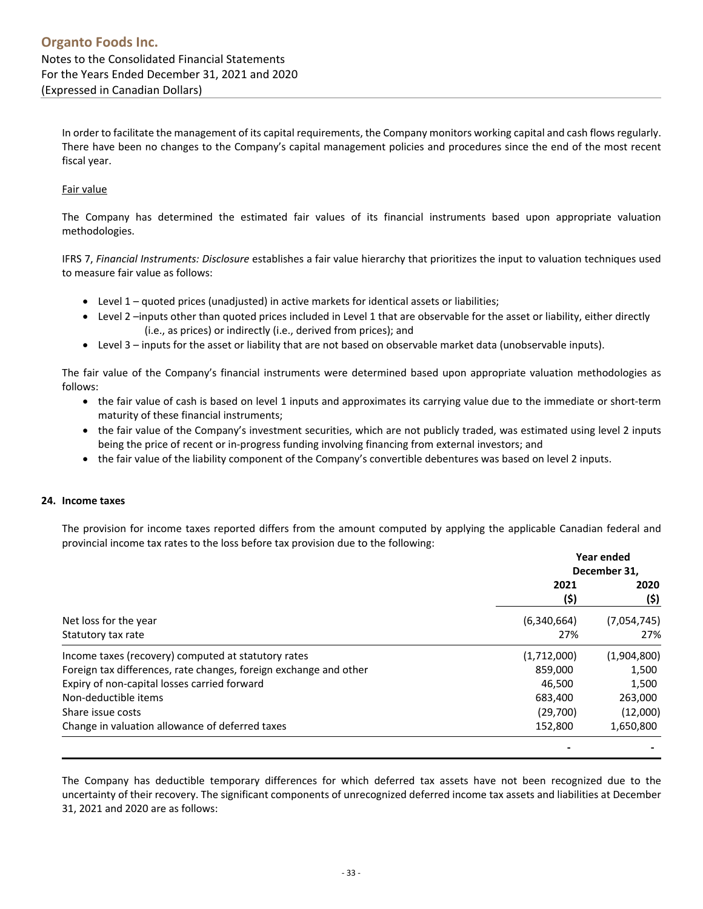In order to facilitate the management of its capital requirements, the Company monitors working capital and cash flows regularly. There have been no changes to the Company's capital management policies and procedures since the end of the most recent fiscal year.

Fair value

The Company has determined the estimated fair values of its financial instruments based upon appropriate valuation methodologies.

IFRS 7, *Financial Instruments: Disclosure* establishes a fair value hierarchy that prioritizes the input to valuation techniques used to measure fair value as follows:

- Level 1 – quoted prices (unadjusted) in active markets for identical assets or liabilities;
- Level 2 –inputs other than quoted prices included in Level 1 that are observable for the asset or liability, either directly (i.e., as prices) or indirectly (i.e., derived from prices); and
- Level 3 – inputs for the asset or liability that are not based on observable market data (unobservable inputs).

The fair value of the Company's financial instruments were determined based upon appropriate valuation methodologies as follows:

- the fair value of cash is based on level 1 inputs and approximates its carrying value due to the immediate or short-term maturity of these financial instruments;
- the fair value of the Company's investment securities, which are not publicly traded, was estimated using level 2 inputs being the price of recent or in-progress funding involving financing from external investors; and
- the fair value of the liability component of the Company's convertible debentures was based on level 2 inputs.

## 24. Income taxes

The provision for income taxes reported differs from the amount computed by applying the applicable Canadian federal and provincial income tax rates to the loss before tax provision due to the following:

| | Year ended December 31, | |
|---|---|---|
| | 2021 ($) | 2020 ($) |
| Net loss for the year | (6,340,664) | (7,054,745) |
| Statutory tax rate | 27% | 27% |
| Income taxes (recovery) computed at statutory rates | (1,712,000) | (1,904,800) |
| Foreign tax differences, rate changes, foreign exchange and other | 859,000 | 1,500 |
| Expiry of non-capital losses carried forward | 46,500 | 1,500 |
| Non-deductible items | 683,400 | 263,000 |
| Share issue costs | (29,700) | (12,000) |
| Change in valuation allowance of deferred taxes | 152,800 | 1,650,800 |
| | - | - |

The Company has deductible temporary differences for which deferred tax assets have not been recognized due to the uncertainty of their recovery. The significant components of unrecognized deferred income tax assets and liabilities at December 31, 2021 and 2020 are as follows: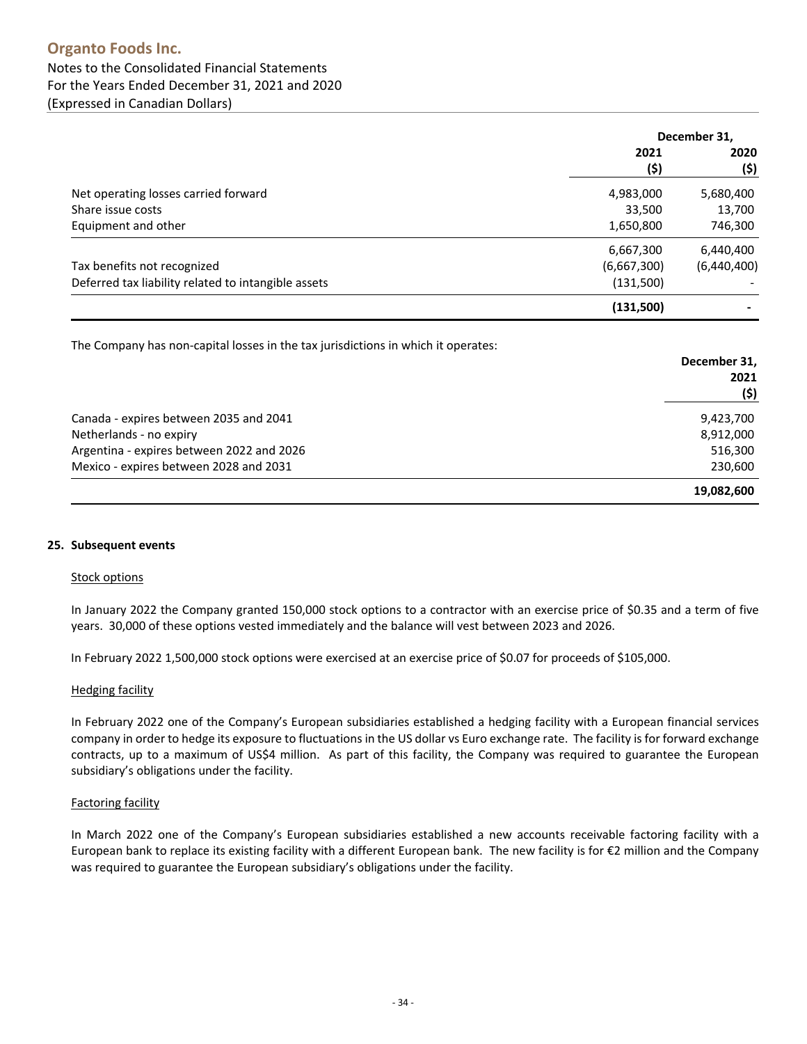| | December 31, | |
|---|---|---|
| | 2021 | 2020 |
| | ($) | ($) |
| Net operating losses carried forward | 4,983,000 | 5,680,400 |
| Share issue costs | 33,500 | 13,700 |
| Equipment and other | 1,650,800 | 746,300 |
| | 6,667,300 | 6,440,400 |
| Tax benefits not recognized | (6,667,300) | (6,440,400) |
| Deferred tax liability related to intangible assets | (131,500) | - |
| | **(131,500)** | **-** |

The Company has non-capital losses in the tax jurisdictions in which it operates:

| | December 31, 2021 ($) |
|---|---|
| Canada - expires between 2035 and 2041 | 9,423,700 |
| Netherlands - no expiry | 8,912,000 |
| Argentina - expires between 2022 and 2026 | 516,300 |
| Mexico - expires between 2028 and 2031 | 230,600 |
| | **19,082,600** |

## 25. Subsequent events

Stock options

In January 2022 the Company granted 150,000 stock options to a contractor with an exercise price of $0.35 and a term of five years. 30,000 of these options vested immediately and the balance will vest between 2023 and 2026.

In February 2022 1,500,000 stock options were exercised at an exercise price of $0.07 for proceeds of $105,000.

Hedging facility

In February 2022 one of the Company's European subsidiaries established a hedging facility with a European financial services company in order to hedge its exposure to fluctuations in the US dollar vs Euro exchange rate. The facility is for forward exchange contracts, up to a maximum of US$4 million. As part of this facility, the Company was required to guarantee the European subsidiary's obligations under the facility.

Factoring facility

In March 2022 one of the Company's European subsidiaries established a new accounts receivable factoring facility with a European bank to replace its existing facility with a different European bank. The new facility is for €2 million and the Company was required to guarantee the European subsidiary's obligations under the facility.